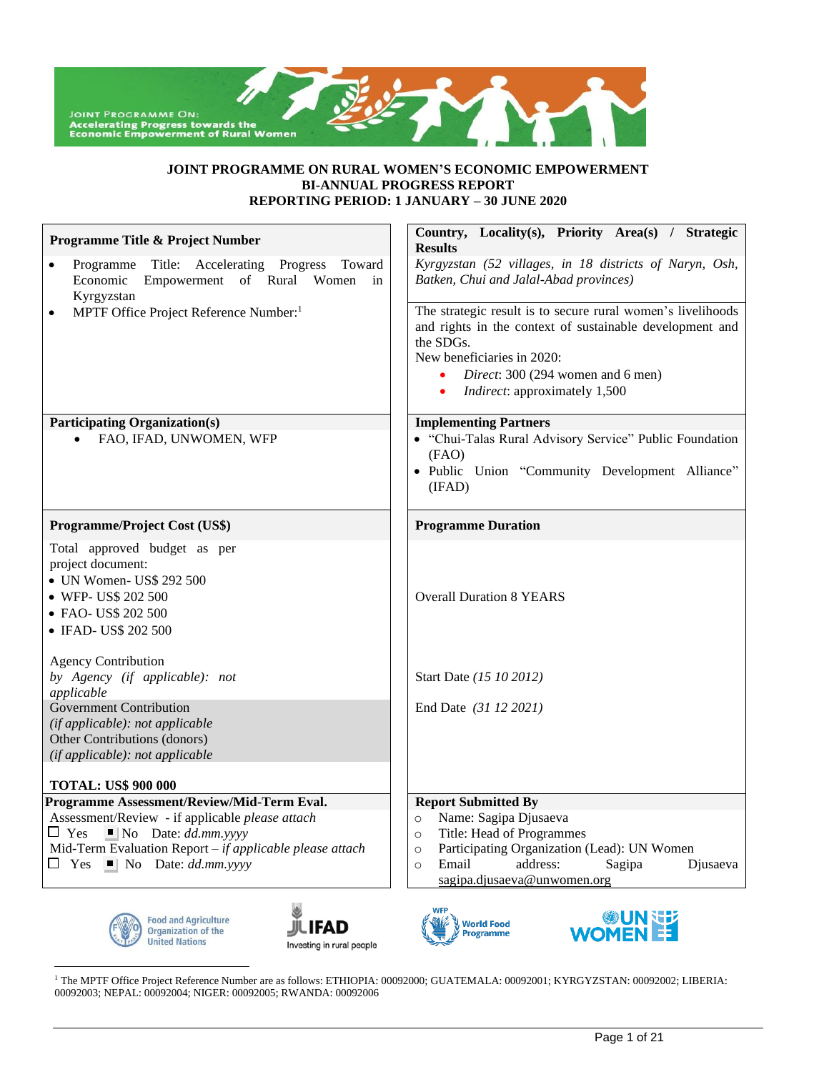JOINT PROGRAMME ON: Accelerating Progress towards the Economic Empowerment of Rural Women

# JOINT PROGRAMME ON RURAL WOMEN'S ECONOMIC EMPOWERMENT
## BI-ANNUAL PROGRESS REPORT
## REPORTING PERIOD: 1 JANUARY – 30 JUNE 2020

| **Programme Title & Project Number** | **Country, Locality(s), Priority Area(s) / Strategic Results** |
|---|---|
| • Programme Title: Accelerating Progress Toward Economic Empowerment of Rural Women in Kyrgyzstan<br>• MPTF Office Project Reference Number:[1] | *Kyrgyzstan (52 villages, in 18 districts of Naryn, Osh, Batken, Chui and Jalal-Abad provinces)*<br><br>The strategic result is to secure rural women's livelihoods and rights in the context of sustainable development and the SDGs.<br>New beneficiaries in 2020:<br>• *Direct*: 300 (294 women and 6 men)<br>• *Indirect*: approximately 1,500 |
| **Participating Organization(s)** | **Implementing Partners** |
| • FAO, IFAD, UNWOMEN, WFP | • "Chui-Talas Rural Advisory Service" Public Foundation (FAO)<br>• Public Union "Community Development Alliance" (IFAD) |
| **Programme/Project Cost (US$)** | **Programme Duration** |
| Total approved budget as per project document:<br>• UN Women- US$ 292 500<br>• WFP- US$ 202 500<br>• FAO- US$ 202 500<br>• IFAD- US$ 202 500<br><br>Agency Contribution<br>*by Agency (if applicable): not applicable*<br>Government Contribution<br>*(if applicable): not applicable*<br>Other Contributions (donors)<br>*(if applicable): not applicable*<br><br>**TOTAL: US$ 900 000** | Overall Duration 8 YEARS<br><br>Start Date *(15 10 2012)*<br><br>End Date *(31 12 2021)* |
| **Programme Assessment/Review/Mid-Term Eval.** | **Report Submitted By** |
| Assessment/Review - if applicable *please attach*<br>☐ Yes ■ No Date: *dd.mm.yyyy*<br>Mid-Term Evaluation Report – *if applicable please attach*<br>☐ Yes ■ No Date: *dd.mm.yyyy* | ○ Name: Sagipa Djusaeva<br>○ Title: Head of Programmes<br>○ Participating Organization (Lead): UN Women<br>○ Email address: Sagipa Djusaeva sagipa.djusaeva@unwomen.org |

Food and Agriculture Organization of the United Nations | IFAD Investing in rural people | WFP World Food Programme | UN WOMEN

[1] The MPTF Office Project Reference Number are as follows: ETHIOPIA: 00092000; GUATEMALA: 00092001; KYRGYZSTAN: 00092002; LIBERIA: 00092003; NEPAL: 00092004; NIGER: 00092005; RWANDA: 00092006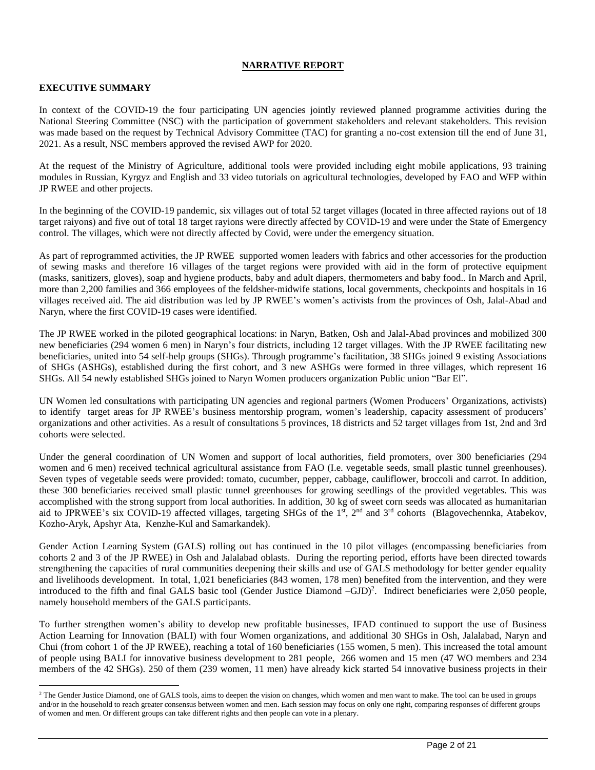**NARRATIVE REPORT**

**EXECUTIVE SUMMARY**

In context of the COVID-19 the four participating UN agencies jointly reviewed planned programme activities during the National Steering Committee (NSC) with the participation of government stakeholders and relevant stakeholders. This revision was made based on the request by Technical Advisory Committee (TAC) for granting a no-cost extension till the end of June 31, 2021. As a result, NSC members approved the revised AWP for 2020.

At the request of the Ministry of Agriculture, additional tools were provided including eight mobile applications, 93 training modules in Russian, Kyrgyz and English and 33 video tutorials on agricultural technologies, developed by FAO and WFP within JP RWEE and other projects.

In the beginning of the COVID-19 pandemic, six villages out of total 52 target villages (located in three affected rayions out of 18 target raiyons) and five out of total 18 target rayions were directly affected by COVID-19 and were under the State of Emergency control. The villages, which were not directly affected by Covid, were under the emergency situation.

As part of reprogrammed activities, the JP RWEE supported women leaders with fabrics and other accessories for the production of sewing masks and therefore 16 villages of the target regions were provided with aid in the form of protective equipment (masks, sanitizers, gloves), soap and hygiene products, baby and adult diapers, thermometers and baby food.. In March and April, more than 2,200 families and 366 employees of the feldsher-midwife stations, local governments, checkpoints and hospitals in 16 villages received aid. The aid distribution was led by JP RWEE's women's activists from the provinces of Osh, Jalal-Abad and Naryn, where the first COVID-19 cases were identified.

The JP RWEE worked in the piloted geographical locations: in Naryn, Batken, Osh and Jalal-Abad provinces and mobilized 300 new beneficiaries (294 women 6 men) in Naryn's four districts, including 12 target villages. With the JP RWEE facilitating new beneficiaries, united into 54 self-help groups (SHGs). Through programme's facilitation, 38 SHGs joined 9 existing Associations of SHGs (ASHGs), established during the first cohort, and 3 new ASHGs were formed in three villages, which represent 16 SHGs. All 54 newly established SHGs joined to Naryn Women producers organization Public union "Bar El".

UN Women led consultations with participating UN agencies and regional partners (Women Producers' Organizations, activists) to identify target areas for JP RWEE's business mentorship program, women's leadership, capacity assessment of producers' organizations and other activities. As a result of consultations 5 provinces, 18 districts and 52 target villages from 1st, 2nd and 3rd cohorts were selected.

Under the general coordination of UN Women and support of local authorities, field promoters, over 300 beneficiaries (294 women and 6 men) received technical agricultural assistance from FAO (I.e. vegetable seeds, small plastic tunnel greenhouses). Seven types of vegetable seeds were provided: tomato, cucumber, pepper, cabbage, cauliflower, broccoli and carrot. In addition, these 300 beneficiaries received small plastic tunnel greenhouses for growing seedlings of the provided vegetables. This was accomplished with the strong support from local authorities. In addition, 30 kg of sweet corn seeds was allocated as humanitarian aid to JPRWEE's six COVID-19 affected villages, targeting SHGs of the 1st, 2nd and 3rd cohorts (Blagovechennka, Atabekov, Kozho-Aryk, Apshyr Ata, Kenzhe-Kul and Samarkandek).

Gender Action Learning System (GALS) rolling out has continued in the 10 pilot villages (encompassing beneficiaries from cohorts 2 and 3 of the JP RWEE) in Osh and Jalalabad oblasts. During the reporting period, efforts have been directed towards strengthening the capacities of rural communities deepening their skills and use of GALS methodology for better gender equality and livelihoods development. In total, 1,021 beneficiaries (843 women, 178 men) benefited from the intervention, and they were introduced to the fifth and final GALS basic tool (Gender Justice Diamond –GJD)[2]. Indirect beneficiaries were 2,050 people, namely household members of the GALS participants.

To further strengthen women's ability to develop new profitable businesses, IFAD continued to support the use of Business Action Learning for Innovation (BALI) with four Women organizations, and additional 30 SHGs in Osh, Jalalabad, Naryn and Chui (from cohort 1 of the JP RWEE), reaching a total of 160 beneficiaries (155 women, 5 men). This increased the total amount of people using BALI for innovative business development to 281 people, 266 women and 15 men (47 WO members and 234 members of the 42 SHGs). 250 of them (239 women, 11 men) have already kick started 54 innovative business projects in their

[2] The Gender Justice Diamond, one of GALS tools, aims to deepen the vision on changes, which women and men want to make. The tool can be used in groups and/or in the household to reach greater consensus between women and men. Each session may focus on only one right, comparing responses of different groups of women and men. Or different groups can take different rights and then people can vote in a plenary.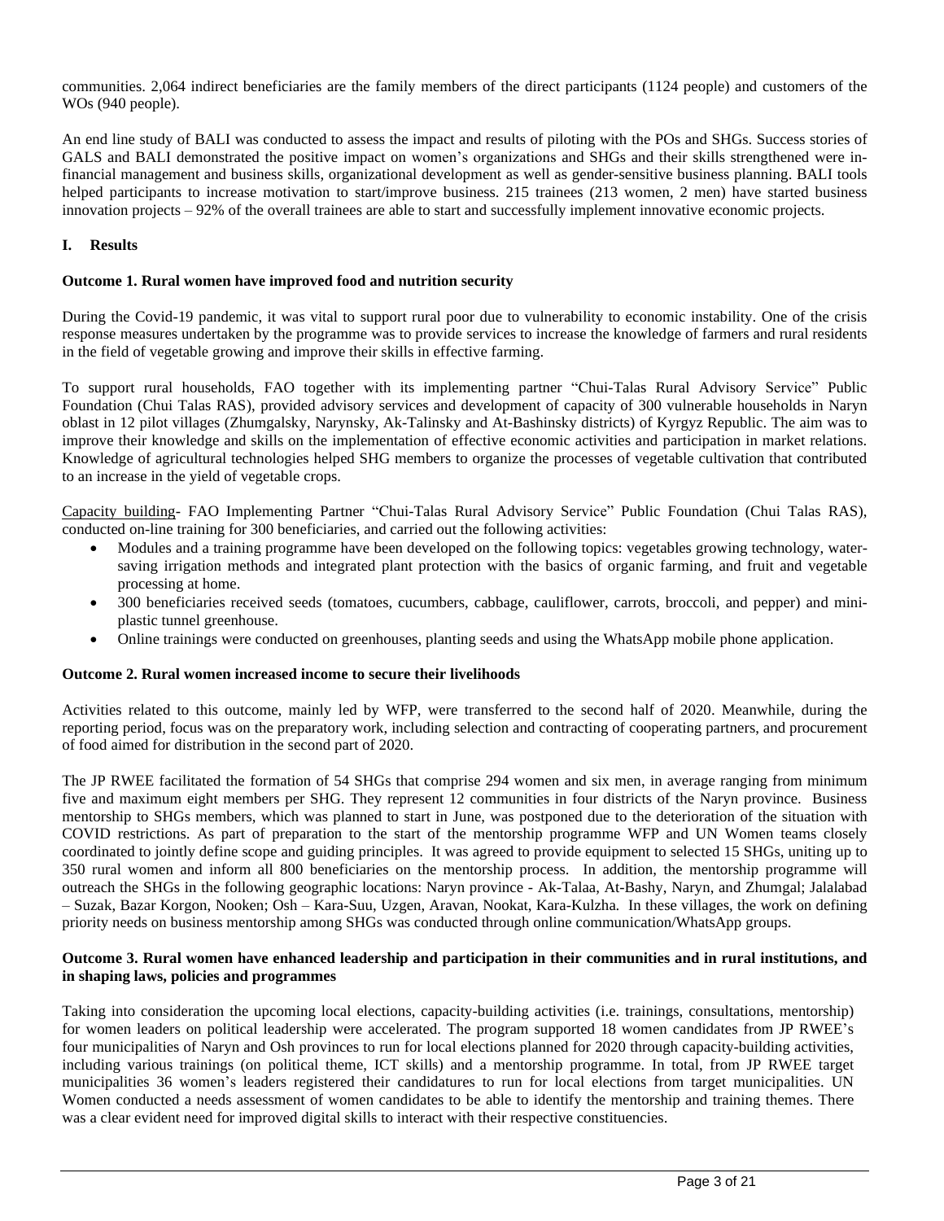communities. 2,064 indirect beneficiaries are the family members of the direct participants (1124 people) and customers of the WOs (940 people).

An end line study of BALI was conducted to assess the impact and results of piloting with the POs and SHGs. Success stories of GALS and BALI demonstrated the positive impact on women's organizations and SHGs and their skills strengthened were in-financial management and business skills, organizational development as well as gender-sensitive business planning. BALI tools helped participants to increase motivation to start/improve business. 215 trainees (213 women, 2 men) have started business innovation projects – 92% of the overall trainees are able to start and successfully implement innovative economic projects.

## I. Results

### Outcome 1. Rural women have improved food and nutrition security

During the Covid-19 pandemic, it was vital to support rural poor due to vulnerability to economic instability. One of the crisis response measures undertaken by the programme was to provide services to increase the knowledge of farmers and rural residents in the field of vegetable growing and improve their skills in effective farming.

To support rural households, FAO together with its implementing partner "Chui-Talas Rural Advisory Service" Public Foundation (Chui Talas RAS), provided advisory services and development of capacity of 300 vulnerable households in Naryn oblast in 12 pilot villages (Zhumgalsky, Narynsky, Ak-Talinsky and At-Bashinsky districts) of Kyrgyz Republic. The aim was to improve their knowledge and skills on the implementation of effective economic activities and participation in market relations. Knowledge of agricultural technologies helped SHG members to organize the processes of vegetable cultivation that contributed to an increase in the yield of vegetable crops.

Capacity building- FAO Implementing Partner "Chui-Talas Rural Advisory Service" Public Foundation (Chui Talas RAS), conducted on-line training for 300 beneficiaries, and carried out the following activities:

- Modules and a training programme have been developed on the following topics: vegetables growing technology, water-saving irrigation methods and integrated plant protection with the basics of organic farming, and fruit and vegetable processing at home.
- 300 beneficiaries received seeds (tomatoes, cucumbers, cabbage, cauliflower, carrots, broccoli, and pepper) and mini-plastic tunnel greenhouse.
- Online trainings were conducted on greenhouses, planting seeds and using the WhatsApp mobile phone application.

### Outcome 2. Rural women increased income to secure their livelihoods

Activities related to this outcome, mainly led by WFP, were transferred to the second half of 2020. Meanwhile, during the reporting period, focus was on the preparatory work, including selection and contracting of cooperating partners, and procurement of food aimed for distribution in the second part of 2020.

The JP RWEE facilitated the formation of 54 SHGs that comprise 294 women and six men, in average ranging from minimum five and maximum eight members per SHG. They represent 12 communities in four districts of the Naryn province. Business mentorship to SHGs members, which was planned to start in June, was postponed due to the deterioration of the situation with COVID restrictions. As part of preparation to the start of the mentorship programme WFP and UN Women teams closely coordinated to jointly define scope and guiding principles. It was agreed to provide equipment to selected 15 SHGs, uniting up to 350 rural women and inform all 800 beneficiaries on the mentorship process. In addition, the mentorship programme will outreach the SHGs in the following geographic locations: Naryn province - Ak-Talaa, At-Bashy, Naryn, and Zhumgal; Jalalabad – Suzak, Bazar Korgon, Nooken; Osh – Kara-Suu, Uzgen, Aravan, Nookat, Kara-Kulzha. In these villages, the work on defining priority needs on business mentorship among SHGs was conducted through online communication/WhatsApp groups.

### Outcome 3. Rural women have enhanced leadership and participation in their communities and in rural institutions, and in shaping laws, policies and programmes

Taking into consideration the upcoming local elections, capacity-building activities (i.e. trainings, consultations, mentorship) for women leaders on political leadership were accelerated. The program supported 18 women candidates from JP RWEE's four municipalities of Naryn and Osh provinces to run for local elections planned for 2020 through capacity-building activities, including various trainings (on political theme, ICT skills) and a mentorship programme. In total, from JP RWEE target municipalities 36 women's leaders registered their candidatures to run for local elections from target municipalities. UN Women conducted a needs assessment of women candidates to be able to identify the mentorship and training themes. There was a clear evident need for improved digital skills to interact with their respective constituencies.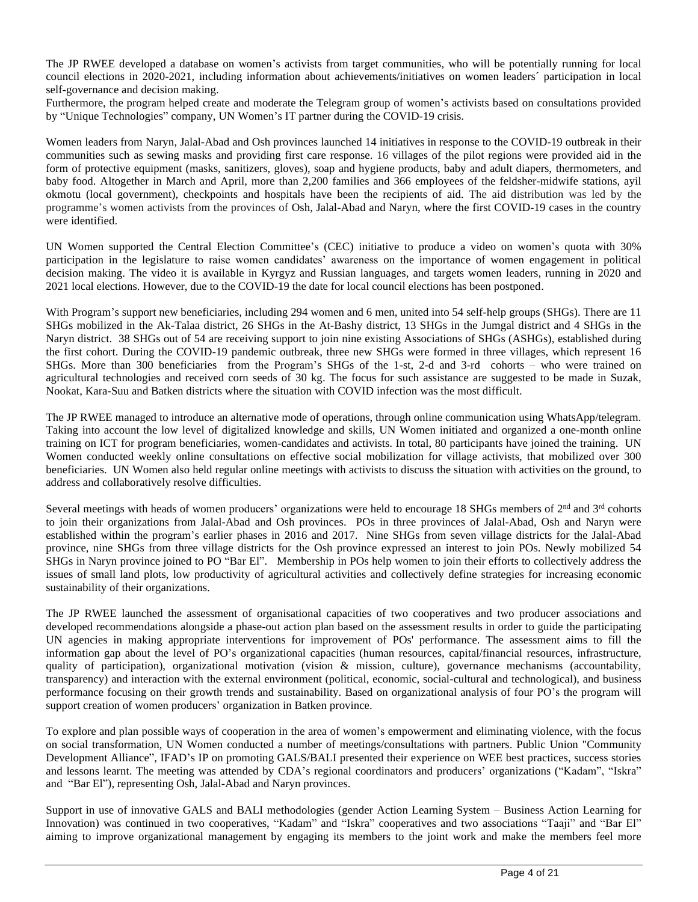The JP RWEE developed a database on women's activists from target communities, who will be potentially running for local council elections in 2020-2021, including information about achievements/initiatives on women leaders´ participation in local self-governance and decision making.

Furthermore, the program helped create and moderate the Telegram group of women's activists based on consultations provided by "Unique Technologies" company, UN Women's IT partner during the COVID-19 crisis.

Women leaders from Naryn, Jalal-Abad and Osh provinces launched 14 initiatives in response to the COVID-19 outbreak in their communities such as sewing masks and providing first care response. 16 villages of the pilot regions were provided aid in the form of protective equipment (masks, sanitizers, gloves), soap and hygiene products, baby and adult diapers, thermometers, and baby food. Altogether in March and April, more than 2,200 families and 366 employees of the feldsher-midwife stations, ayil okmotu (local government), checkpoints and hospitals have been the recipients of aid. The aid distribution was led by the programme's women activists from the provinces of Osh, Jalal-Abad and Naryn, where the first COVID-19 cases in the country were identified.

UN Women supported the Central Election Committee's (CEC) initiative to produce a video on women's quota with 30% participation in the legislature to raise women candidates' awareness on the importance of women engagement in political decision making. The video it is available in Kyrgyz and Russian languages, and targets women leaders, running in 2020 and 2021 local elections. However, due to the COVID-19 the date for local council elections has been postponed.

With Program's support new beneficiaries, including 294 women and 6 men, united into 54 self-help groups (SHGs). There are 11 SHGs mobilized in the Ak-Talaa district, 26 SHGs in the At-Bashy district, 13 SHGs in the Jumgal district and 4 SHGs in the Naryn district. 38 SHGs out of 54 are receiving support to join nine existing Associations of SHGs (ASHGs), established during the first cohort. During the COVID-19 pandemic outbreak, three new SHGs were formed in three villages, which represent 16 SHGs. More than 300 beneficiaries from the Program's SHGs of the 1-st, 2-d and 3-rd cohorts – who were trained on agricultural technologies and received corn seeds of 30 kg. The focus for such assistance are suggested to be made in Suzak, Nookat, Kara-Suu and Batken districts where the situation with COVID infection was the most difficult.

The JP RWEE managed to introduce an alternative mode of operations, through online communication using WhatsApp/telegram. Taking into account the low level of digitalized knowledge and skills, UN Women initiated and organized a one-month online training on ICT for program beneficiaries, women-candidates and activists. In total, 80 participants have joined the training. UN Women conducted weekly online consultations on effective social mobilization for village activists, that mobilized over 300 beneficiaries. UN Women also held regular online meetings with activists to discuss the situation with activities on the ground, to address and collaboratively resolve difficulties.

Several meetings with heads of women producers' organizations were held to encourage 18 SHGs members of 2nd and 3rd cohorts to join their organizations from Jalal-Abad and Osh provinces. POs in three provinces of Jalal-Abad, Osh and Naryn were established within the program's earlier phases in 2016 and 2017. Nine SHGs from seven village districts for the Jalal-Abad province, nine SHGs from three village districts for the Osh province expressed an interest to join POs. Newly mobilized 54 SHGs in Naryn province joined to PO "Bar El". Membership in POs help women to join their efforts to collectively address the issues of small land plots, low productivity of agricultural activities and collectively define strategies for increasing economic sustainability of their organizations.

The JP RWEE launched the assessment of organisational capacities of two cooperatives and two producer associations and developed recommendations alongside a phase-out action plan based on the assessment results in order to guide the participating UN agencies in making appropriate interventions for improvement of POs' performance. The assessment aims to fill the information gap about the level of PO's organizational capacities (human resources, capital/financial resources, infrastructure, quality of participation), organizational motivation (vision & mission, culture), governance mechanisms (accountability, transparency) and interaction with the external environment (political, economic, social-cultural and technological), and business performance focusing on their growth trends and sustainability. Based on organizational analysis of four PO's the program will support creation of women producers' organization in Batken province.

To explore and plan possible ways of cooperation in the area of women's empowerment and eliminating violence, with the focus on social transformation, UN Women conducted a number of meetings/consultations with partners. Public Union "Community Development Alliance", IFAD's IP on promoting GALS/BALI presented their experience on WEE best practices, success stories and lessons learnt. The meeting was attended by CDA's regional coordinators and producers' organizations ("Kadam", "Iskra" and "Bar El"), representing Osh, Jalal-Abad and Naryn provinces.

Support in use of innovative GALS and BALI methodologies (gender Action Learning System – Business Action Learning for Innovation) was continued in two cooperatives, "Kadam" and "Iskra" cooperatives and two associations "Taaji" and "Bar El" aiming to improve organizational management by engaging its members to the joint work and make the members feel more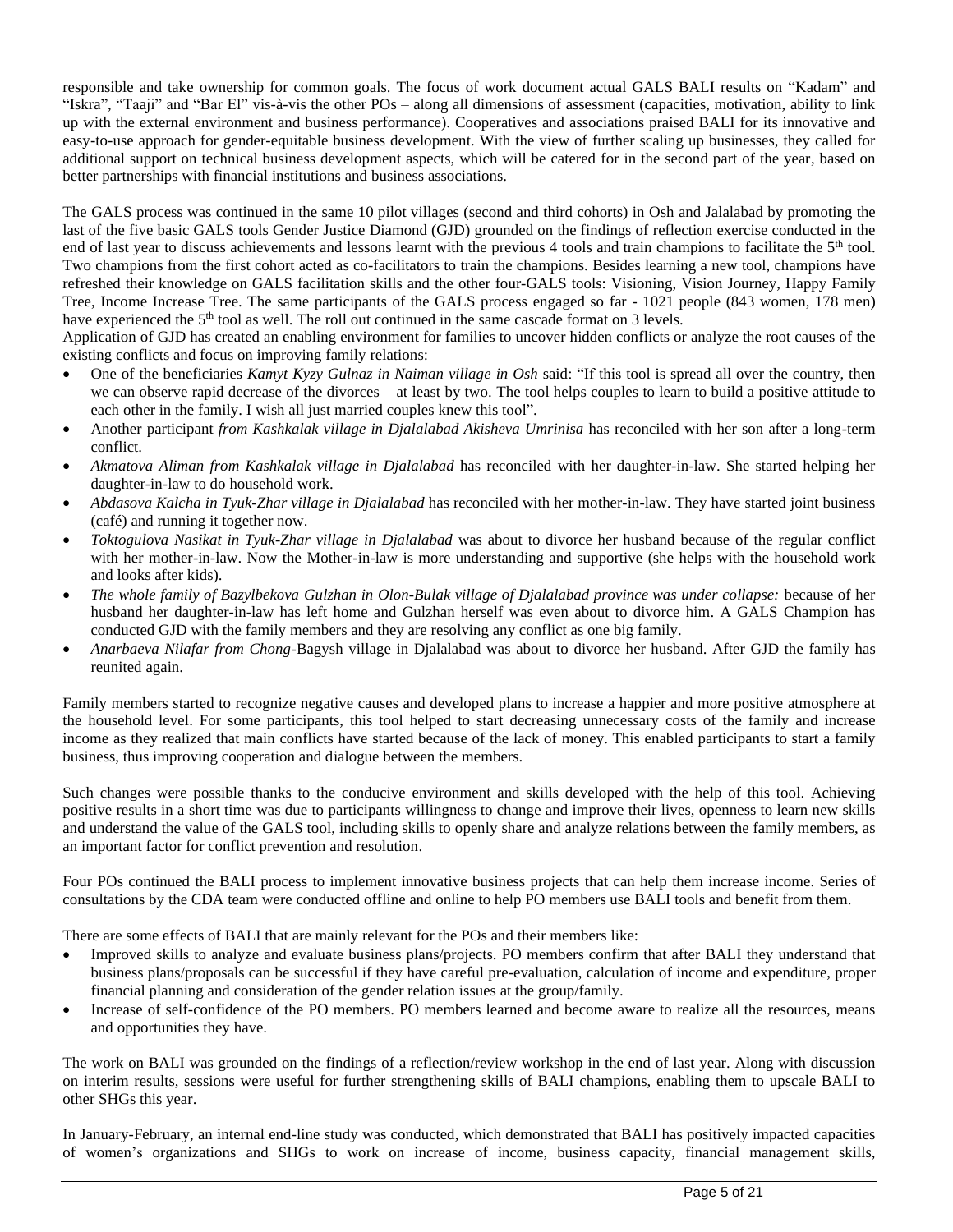responsible and take ownership for common goals. The focus of work document actual GALS BALI results on "Kadam" and "Iskra", "Taaji" and "Bar El" vis-à-vis the other POs – along all dimensions of assessment (capacities, motivation, ability to link up with the external environment and business performance). Cooperatives and associations praised BALI for its innovative and easy-to-use approach for gender-equitable business development. With the view of further scaling up businesses, they called for additional support on technical business development aspects, which will be catered for in the second part of the year, based on better partnerships with financial institutions and business associations.

The GALS process was continued in the same 10 pilot villages (second and third cohorts) in Osh and Jalalabad by promoting the last of the five basic GALS tools Gender Justice Diamond (GJD) grounded on the findings of reflection exercise conducted in the end of last year to discuss achievements and lessons learnt with the previous 4 tools and train champions to facilitate the 5th tool. Two champions from the first cohort acted as co-facilitators to train the champions. Besides learning a new tool, champions have refreshed their knowledge on GALS facilitation skills and the other four-GALS tools: Visioning, Vision Journey, Happy Family Tree, Income Increase Tree. The same participants of the GALS process engaged so far - 1021 people (843 women, 178 men) have experienced the 5th tool as well. The roll out continued in the same cascade format on 3 levels.

Application of GJD has created an enabling environment for families to uncover hidden conflicts or analyze the root causes of the existing conflicts and focus on improving family relations:

- One of the beneficiaries *Kamyt Kyzy Gulnaz in Naiman village in Osh* said: "If this tool is spread all over the country, then we can observe rapid decrease of the divorces – at least by two. The tool helps couples to learn to build a positive attitude to each other in the family. I wish all just married couples knew this tool".
- Another participant *from Kashkalak village in Djalalabad Akisheva Umrinisa* has reconciled with her son after a long-term conflict.
- *Akmatova Aliman from Kashkalak village in Djalalabad* has reconciled with her daughter-in-law. She started helping her daughter-in-law to do household work.
- *Abdasova Kalcha in Tyuk-Zhar village in Djalalabad* has reconciled with her mother-in-law. They have started joint business (café) and running it together now.
- *Toktogulova Nasikat in Tyuk-Zhar village in Djalalabad* was about to divorce her husband because of the regular conflict with her mother-in-law. Now the Mother-in-law is more understanding and supportive (she helps with the household work and looks after kids).
- *The whole family of Bazylbekova Gulzhan in Olon-Bulak village of Djalalabad province was under collapse:* because of her husband her daughter-in-law has left home and Gulzhan herself was even about to divorce him. A GALS Champion has conducted GJD with the family members and they are resolving any conflict as one big family.
- *Anarbaeva Nilafar from Chong-*Bagysh village in Djalalabad was about to divorce her husband. After GJD the family has reunited again.

Family members started to recognize negative causes and developed plans to increase a happier and more positive atmosphere at the household level. For some participants, this tool helped to start decreasing unnecessary costs of the family and increase income as they realized that main conflicts have started because of the lack of money. This enabled participants to start a family business, thus improving cooperation and dialogue between the members.

Such changes were possible thanks to the conducive environment and skills developed with the help of this tool. Achieving positive results in a short time was due to participants willingness to change and improve their lives, openness to learn new skills and understand the value of the GALS tool, including skills to openly share and analyze relations between the family members, as an important factor for conflict prevention and resolution.

Four POs continued the BALI process to implement innovative business projects that can help them increase income. Series of consultations by the CDA team were conducted offline and online to help PO members use BALI tools and benefit from them.

There are some effects of BALI that are mainly relevant for the POs and their members like:

- Improved skills to analyze and evaluate business plans/projects. PO members confirm that after BALI they understand that business plans/proposals can be successful if they have careful pre-evaluation, calculation of income and expenditure, proper financial planning and consideration of the gender relation issues at the group/family.
- Increase of self-confidence of the PO members. PO members learned and become aware to realize all the resources, means and opportunities they have.

The work on BALI was grounded on the findings of a reflection/review workshop in the end of last year. Along with discussion on interim results, sessions were useful for further strengthening skills of BALI champions, enabling them to upscale BALI to other SHGs this year.

In January-February, an internal end-line study was conducted, which demonstrated that BALI has positively impacted capacities of women's organizations and SHGs to work on increase of income, business capacity, financial management skills,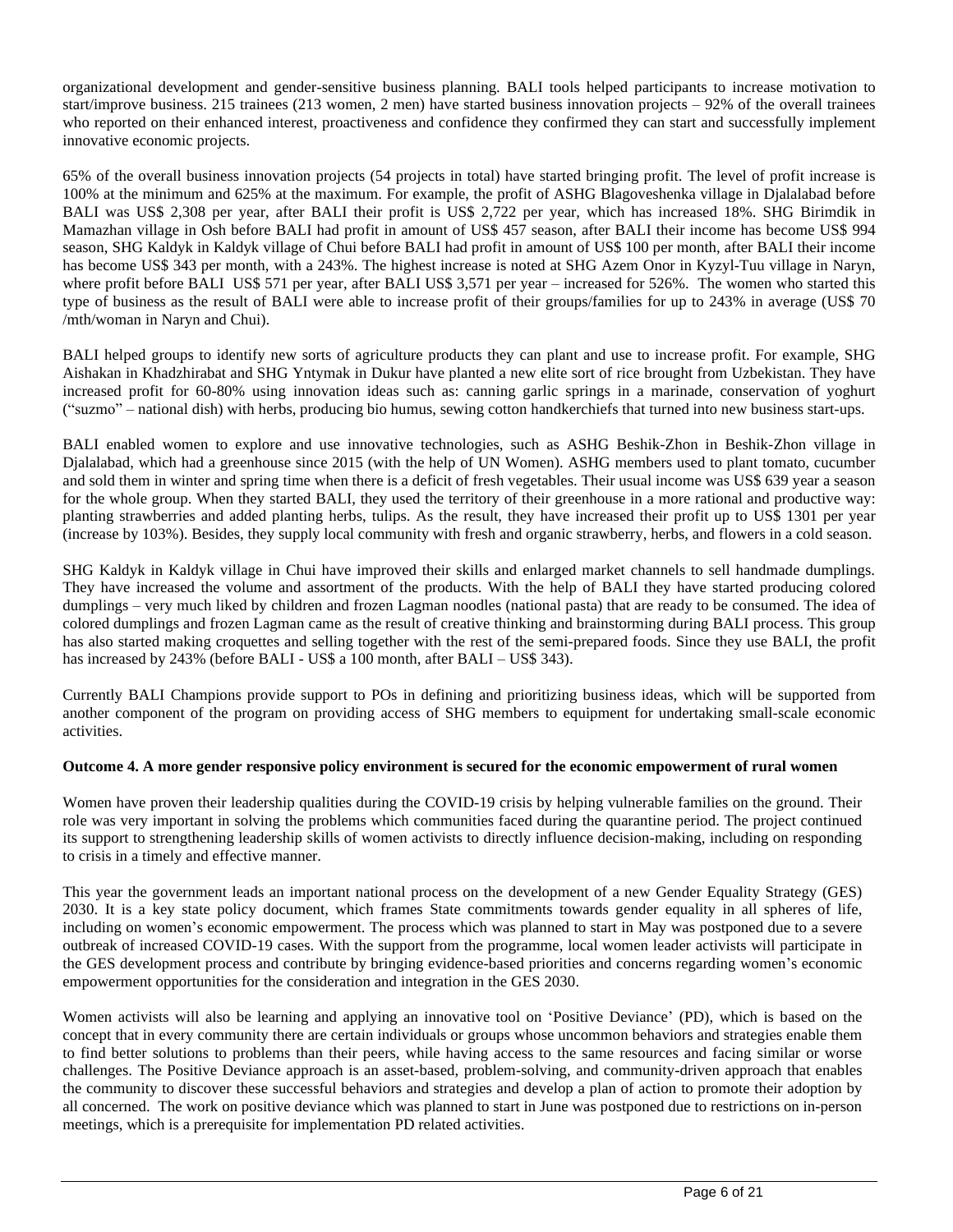organizational development and gender-sensitive business planning. BALI tools helped participants to increase motivation to start/improve business. 215 trainees (213 women, 2 men) have started business innovation projects – 92% of the overall trainees who reported on their enhanced interest, proactiveness and confidence they confirmed they can start and successfully implement innovative economic projects.

65% of the overall business innovation projects (54 projects in total) have started bringing profit. The level of profit increase is 100% at the minimum and 625% at the maximum. For example, the profit of ASHG Blagoveshenka village in Djalalabad before BALI was US$ 2,308 per year, after BALI their profit is US$ 2,722 per year, which has increased 18%. SHG Birimdik in Mamazhan village in Osh before BALI had profit in amount of US$ 457 season, after BALI their income has become US$ 994 season, SHG Kaldyk in Kaldyk village of Chui before BALI had profit in amount of US$ 100 per month, after BALI their income has become US$ 343 per month, with a 243%. The highest increase is noted at SHG Azem Onor in Kyzyl-Tuu village in Naryn, where profit before BALI US$ 571 per year, after BALI US$ 3,571 per year – increased for 526%. The women who started this type of business as the result of BALI were able to increase profit of their groups/families for up to 243% in average (US$ 70 /mth/woman in Naryn and Chui).

BALI helped groups to identify new sorts of agriculture products they can plant and use to increase profit. For example, SHG Aishakan in Khadzhirabat and SHG Yntymak in Dukur have planted a new elite sort of rice brought from Uzbekistan. They have increased profit for 60-80% using innovation ideas such as: canning garlic springs in a marinade, conservation of yoghurt ("suzmo" – national dish) with herbs, producing bio humus, sewing cotton handkerchiefs that turned into new business start-ups.

BALI enabled women to explore and use innovative technologies, such as ASHG Beshik-Zhon in Beshik-Zhon village in Djalalabad, which had a greenhouse since 2015 (with the help of UN Women). ASHG members used to plant tomato, cucumber and sold them in winter and spring time when there is a deficit of fresh vegetables. Their usual income was US$ 639 year a season for the whole group. When they started BALI, they used the territory of their greenhouse in a more rational and productive way: planting strawberries and added planting herbs, tulips. As the result, they have increased their profit up to US$ 1301 per year (increase by 103%). Besides, they supply local community with fresh and organic strawberry, herbs, and flowers in a cold season.

SHG Kaldyk in Kaldyk village in Chui have improved their skills and enlarged market channels to sell handmade dumplings. They have increased the volume and assortment of the products. With the help of BALI they have started producing colored dumplings – very much liked by children and frozen Lagman noodles (national pasta) that are ready to be consumed. The idea of colored dumplings and frozen Lagman came as the result of creative thinking and brainstorming during BALI process. This group has also started making croquettes and selling together with the rest of the semi-prepared foods. Since they use BALI, the profit has increased by 243% (before BALI - US$ a 100 month, after BALI – US$ 343).

Currently BALI Champions provide support to POs in defining and prioritizing business ideas, which will be supported from another component of the program on providing access of SHG members to equipment for undertaking small-scale economic activities.

**Outcome 4. A more gender responsive policy environment is secured for the economic empowerment of rural women**

Women have proven their leadership qualities during the COVID-19 crisis by helping vulnerable families on the ground. Their role was very important in solving the problems which communities faced during the quarantine period. The project continued its support to strengthening leadership skills of women activists to directly influence decision-making, including on responding to crisis in a timely and effective manner.

This year the government leads an important national process on the development of a new Gender Equality Strategy (GES) 2030. It is a key state policy document, which frames State commitments towards gender equality in all spheres of life, including on women's economic empowerment. The process which was planned to start in May was postponed due to a severe outbreak of increased COVID-19 cases. With the support from the programme, local women leader activists will participate in the GES development process and contribute by bringing evidence-based priorities and concerns regarding women's economic empowerment opportunities for the consideration and integration in the GES 2030.

Women activists will also be learning and applying an innovative tool on 'Positive Deviance' (PD), which is based on the concept that in every community there are certain individuals or groups whose uncommon behaviors and strategies enable them to find better solutions to problems than their peers, while having access to the same resources and facing similar or worse challenges. The Positive Deviance approach is an asset-based, problem-solving, and community-driven approach that enables the community to discover these successful behaviors and strategies and develop a plan of action to promote their adoption by all concerned. The work on positive deviance which was planned to start in June was postponed due to restrictions on in-person meetings, which is a prerequisite for implementation PD related activities.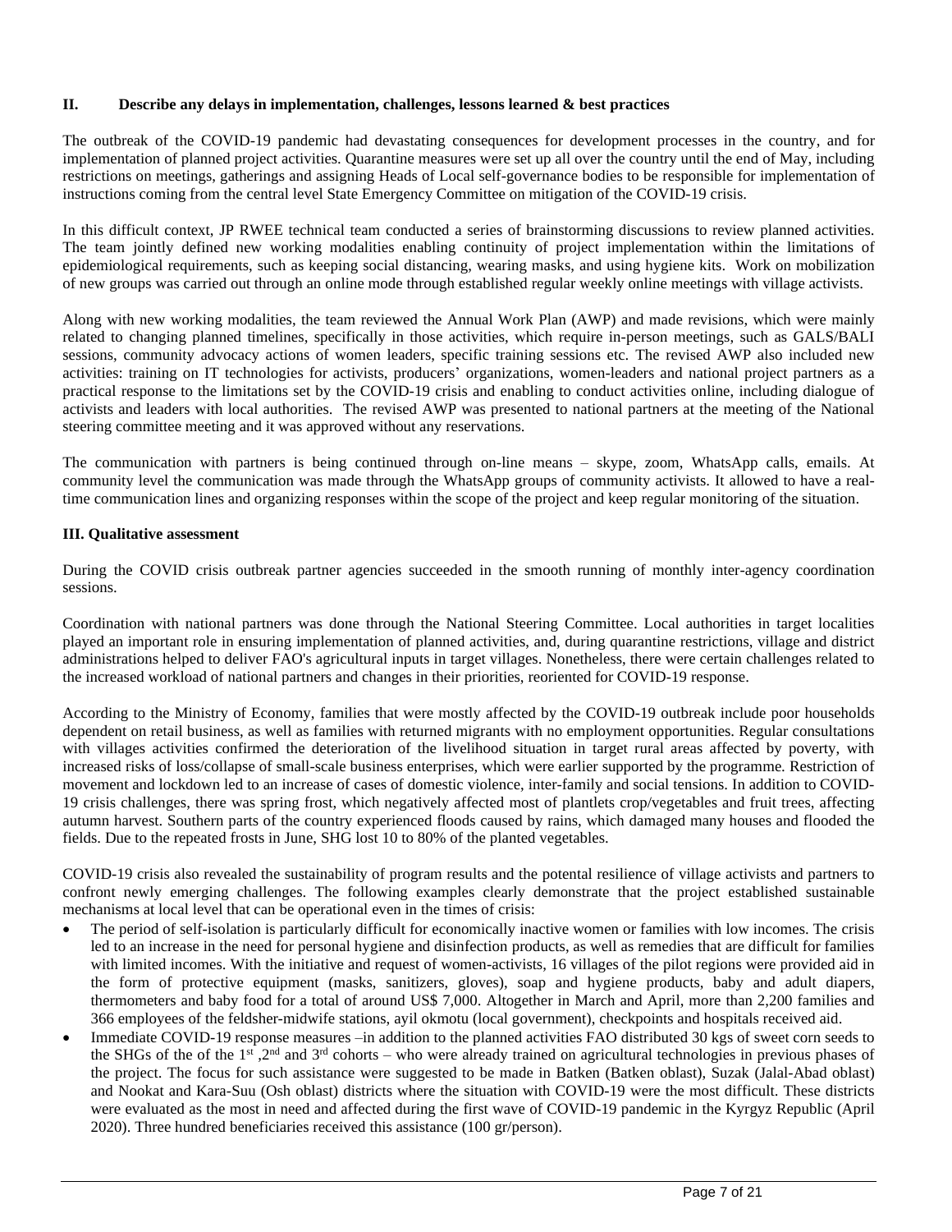## II. Describe any delays in implementation, challenges, lessons learned & best practices

The outbreak of the COVID-19 pandemic had devastating consequences for development processes in the country, and for implementation of planned project activities. Quarantine measures were set up all over the country until the end of May, including restrictions on meetings, gatherings and assigning Heads of Local self-governance bodies to be responsible for implementation of instructions coming from the central level State Emergency Committee on mitigation of the COVID-19 crisis.

In this difficult context, JP RWEE technical team conducted a series of brainstorming discussions to review planned activities. The team jointly defined new working modalities enabling continuity of project implementation within the limitations of epidemiological requirements, such as keeping social distancing, wearing masks, and using hygiene kits. Work on mobilization of new groups was carried out through an online mode through established regular weekly online meetings with village activists.

Along with new working modalities, the team reviewed the Annual Work Plan (AWP) and made revisions, which were mainly related to changing planned timelines, specifically in those activities, which require in-person meetings, such as GALS/BALI sessions, community advocacy actions of women leaders, specific training sessions etc. The revised AWP also included new activities: training on IT technologies for activists, producers' organizations, women-leaders and national project partners as a practical response to the limitations set by the COVID-19 crisis and enabling to conduct activities online, including dialogue of activists and leaders with local authorities. The revised AWP was presented to national partners at the meeting of the National steering committee meeting and it was approved without any reservations.

The communication with partners is being continued through on-line means – skype, zoom, WhatsApp calls, emails. At community level the communication was made through the WhatsApp groups of community activists. It allowed to have a real-time communication lines and organizing responses within the scope of the project and keep regular monitoring of the situation.

## III. Qualitative assessment

During the COVID crisis outbreak partner agencies succeeded in the smooth running of monthly inter-agency coordination sessions.

Coordination with national partners was done through the National Steering Committee. Local authorities in target localities played an important role in ensuring implementation of planned activities, and, during quarantine restrictions, village and district administrations helped to deliver FAO's agricultural inputs in target villages. Nonetheless, there were certain challenges related to the increased workload of national partners and changes in their priorities, reoriented for COVID-19 response.

According to the Ministry of Economy, families that were mostly affected by the COVID-19 outbreak include poor households dependent on retail business, as well as families with returned migrants with no employment opportunities. Regular consultations with villages activities confirmed the deterioration of the livelihood situation in target rural areas affected by poverty, with increased risks of loss/collapse of small-scale business enterprises, which were earlier supported by the programme. Restriction of movement and lockdown led to an increase of cases of domestic violence, inter-family and social tensions. In addition to COVID-19 crisis challenges, there was spring frost, which negatively affected most of plantlets crop/vegetables and fruit trees, affecting autumn harvest. Southern parts of the country experienced floods caused by rains, which damaged many houses and flooded the fields. Due to the repeated frosts in June, SHG lost 10 to 80% of the planted vegetables.

COVID-19 crisis also revealed the sustainability of program results and the potental resilience of village activists and partners to confront newly emerging challenges. The following examples clearly demonstrate that the project established sustainable mechanisms at local level that can be operational even in the times of crisis:

- The period of self-isolation is particularly difficult for economically inactive women or families with low incomes. The crisis led to an increase in the need for personal hygiene and disinfection products, as well as remedies that are difficult for families with limited incomes. With the initiative and request of women-activists, 16 villages of the pilot regions were provided aid in the form of protective equipment (masks, sanitizers, gloves), soap and hygiene products, baby and adult diapers, thermometers and baby food for a total of around US$ 7,000. Altogether in March and April, more than 2,200 families and 366 employees of the feldsher-midwife stations, ayil okmotu (local government), checkpoints and hospitals received aid.
- Immediate COVID-19 response measures –in addition to the planned activities FAO distributed 30 kgs of sweet corn seeds to the SHGs of the of the 1st ,2nd and 3rd cohorts – who were already trained on agricultural technologies in previous phases of the project. The focus for such assistance were suggested to be made in Batken (Batken oblast), Suzak (Jalal-Abad oblast) and Nookat and Kara-Suu (Osh oblast) districts where the situation with COVID-19 were the most difficult. These districts were evaluated as the most in need and affected during the first wave of COVID-19 pandemic in the Kyrgyz Republic (April 2020). Three hundred beneficiaries received this assistance (100 gr/person).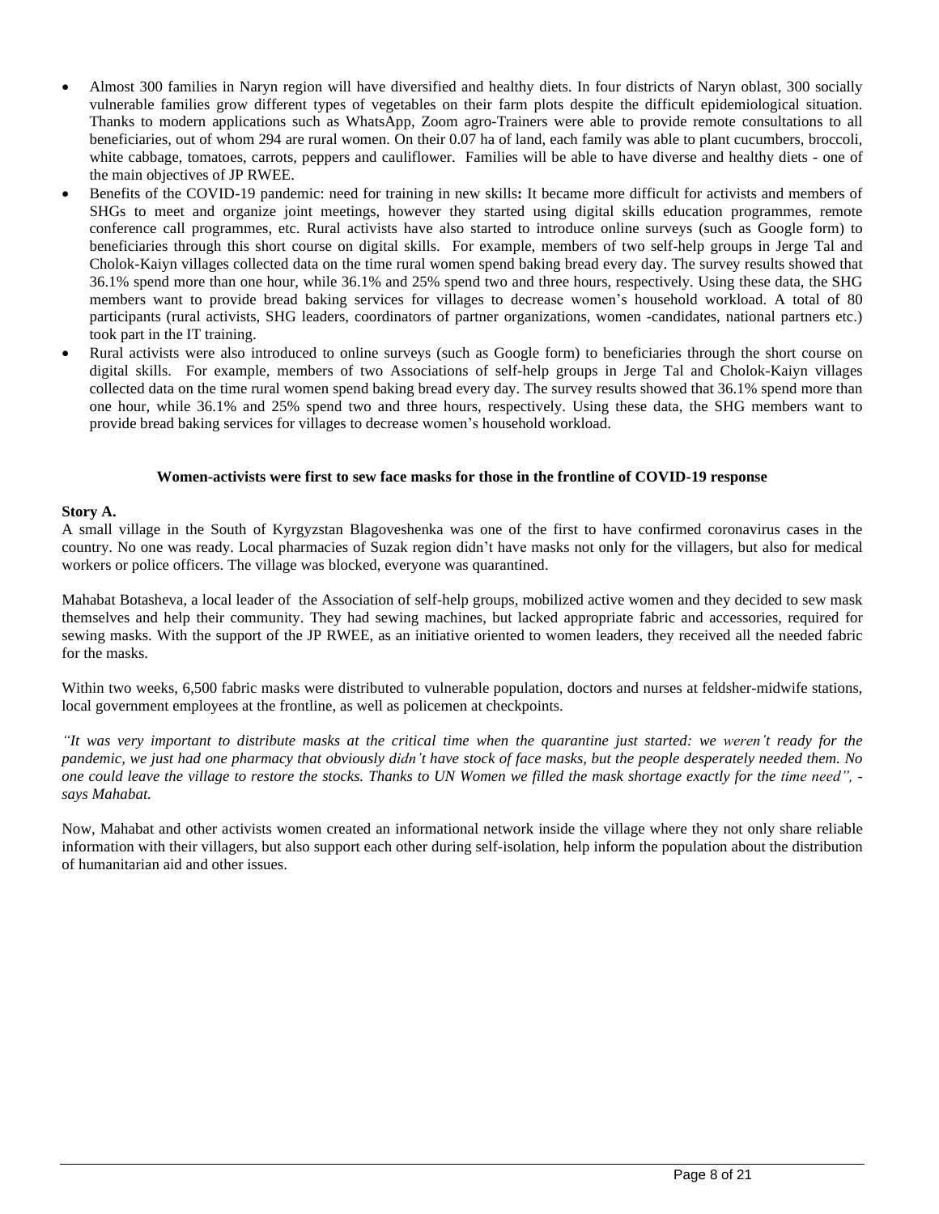- Almost 300 families in Naryn region will have diversified and healthy diets. In four districts of Naryn oblast, 300 socially vulnerable families grow different types of vegetables on their farm plots despite the difficult epidemiological situation. Thanks to modern applications such as WhatsApp, Zoom agro-Trainers were able to provide remote consultations to all beneficiaries, out of whom 294 are rural women. On their 0.07 ha of land, each family was able to plant cucumbers, broccoli, white cabbage, tomatoes, carrots, peppers and cauliflower. Families will be able to have diverse and healthy diets - one of the main objectives of JP RWEE.
- Benefits of the COVID-19 pandemic: need for training in new skills**:** It became more difficult for activists and members of SHGs to meet and organize joint meetings, however they started using digital skills education programmes, remote conference call programmes, etc. Rural activists have also started to introduce online surveys (such as Google form) to beneficiaries through this short course on digital skills. For example, members of two self-help groups in Jerge Tal and Cholok-Kaiyn villages collected data on the time rural women spend baking bread every day. The survey results showed that 36.1% spend more than one hour, while 36.1% and 25% spend two and three hours, respectively. Using these data, the SHG members want to provide bread baking services for villages to decrease women's household workload. A total of 80 participants (rural activists, SHG leaders, coordinators of partner organizations, women -candidates, national partners etc.) took part in the IT training.
- Rural activists were also introduced to online surveys (such as Google form) to beneficiaries through the short course on digital skills. For example, members of two Associations of self-help groups in Jerge Tal and Cholok-Kaiyn villages collected data on the time rural women spend baking bread every day. The survey results showed that 36.1% spend more than one hour, while 36.1% and 25% spend two and three hours, respectively. Using these data, the SHG members want to provide bread baking services for villages to decrease women's household workload.

**Women-activists were first to sew face masks for those in the frontline of COVID-19 response**

**Story A.**

A small village in the South of Kyrgyzstan Blagoveshenka was one of the first to have confirmed coronavirus cases in the country. No one was ready. Local pharmacies of Suzak region didn't have masks not only for the villagers, but also for medical workers or police officers. The village was blocked, everyone was quarantined.

Mahabat Botasheva, a local leader of the Association of self-help groups, mobilized active women and they decided to sew mask themselves and help their community. They had sewing machines, but lacked appropriate fabric and accessories, required for sewing masks. With the support of the JP RWEE, as an initiative oriented to women leaders, they received all the needed fabric for the masks.

Within two weeks, 6,500 fabric masks were distributed to vulnerable population, doctors and nurses at feldsher-midwife stations, local government employees at the frontline, as well as policemen at checkpoints.

*"It was very important to distribute masks at the critical time when the quarantine just started: we weren't ready for the pandemic, we just had one pharmacy that obviously didn't have stock of face masks, but the people desperately needed them. No one could leave the village to restore the stocks. Thanks to UN Women we filled the mask shortage exactly for the time need", - says Mahabat.*

Now, Mahabat and other activists women created an informational network inside the village where they not only share reliable information with their villagers, but also support each other during self-isolation, help inform the population about the distribution of humanitarian aid and other issues.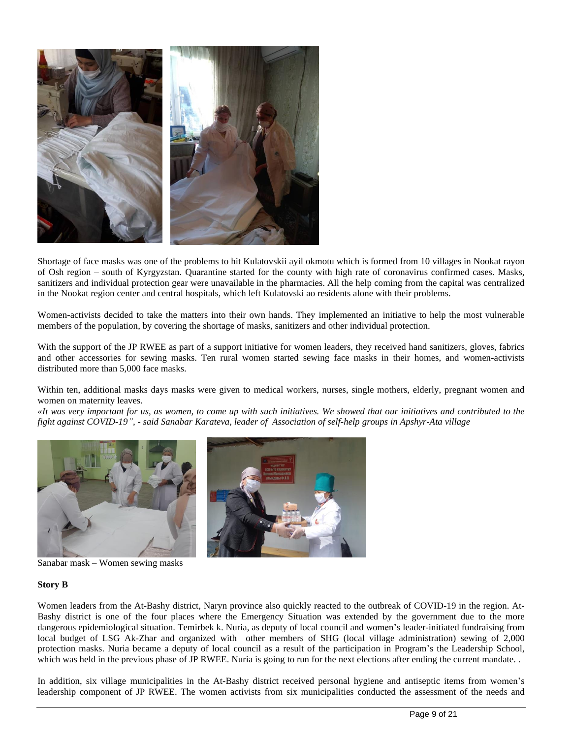Shortage of face masks was one of the problems to hit Kulatovskii ayil okmotu which is formed from 10 villages in Nookat rayon of Osh region – south of Kyrgyzstan. Quarantine started for the county with high rate of coronavirus confirmed cases. Masks, sanitizers and individual protection gear were unavailable in the pharmacies. All the help coming from the capital was centralized in the Nookat region center and central hospitals, which left Kulatovski ao residents alone with their problems.

Women-activists decided to take the matters into their own hands. They implemented an initiative to help the most vulnerable members of the population, by covering the shortage of masks, sanitizers and other individual protection.

With the support of the JP RWEE as part of a support initiative for women leaders, they received hand sanitizers, gloves, fabrics and other accessories for sewing masks. Ten rural women started sewing face masks in their homes, and women-activists distributed more than 5,000 face masks.

Within ten, additional masks days masks were given to medical workers, nurses, single mothers, elderly, pregnant women and women on maternity leaves.

*«It was very important for us, as women, to come up with such initiatives. We showed that our initiatives and contributed to the fight against COVID-19", - said Sanabar Karateva, leader of Association of self-help groups in Apshyr-Ata village*

Sanabar mask – Women sewing masks

**Story B**

Women leaders from the At-Bashy district, Naryn province also quickly reacted to the outbreak of COVID-19 in the region. At-Bashy district is one of the four places where the Emergency Situation was extended by the government due to the more dangerous epidemiological situation. Temirbek k. Nuria, as deputy of local council and women's leader-initiated fundraising from local budget of LSG Ak-Zhar and organized with other members of SHG (local village administration) sewing of 2,000 protection masks. Nuria became a deputy of local council as a result of the participation in Program's the Leadership School, which was held in the previous phase of JP RWEE. Nuria is going to run for the next elections after ending the current mandate. .

In addition, six village municipalities in the At-Bashy district received personal hygiene and antiseptic items from women's leadership component of JP RWEE. The women activists from six municipalities conducted the assessment of the needs and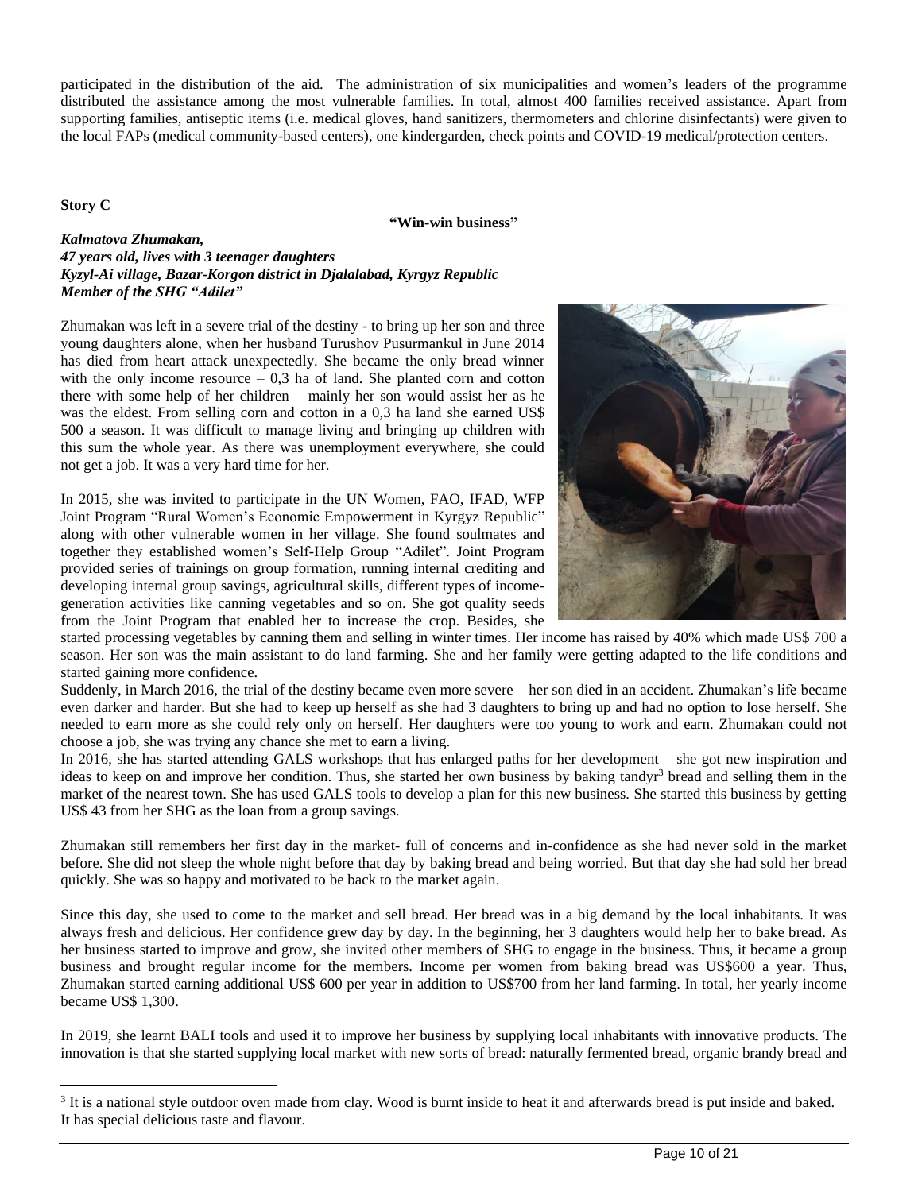participated in the distribution of the aid. The administration of six municipalities and women's leaders of the programme distributed the assistance among the most vulnerable families. In total, almost 400 families received assistance. Apart from supporting families, antiseptic items (i.e. medical gloves, hand sanitizers, thermometers and chlorine disinfectants) were given to the local FAPs (medical community-based centers), one kindergarden, check points and COVID-19 medical/protection centers.

**Story C**

**"Win-win business"**

***Kalmatova Zhumakan,***
***47 years old, lives with 3 teenager daughters***
***Kyzyl-Ai village, Bazar-Korgon district in Djalalabad, Kyrgyz Republic***
***Member of the SHG "Adilet"***

Zhumakan was left in a severe trial of the destiny - to bring up her son and three young daughters alone, when her husband Turushov Pusurmankul in June 2014 has died from heart attack unexpectedly. She became the only bread winner with the only income resource – 0,3 ha of land. She planted corn and cotton there with some help of her children – mainly her son would assist her as he was the eldest. From selling corn and cotton in a 0,3 ha land she earned US$ 500 a season. It was difficult to manage living and bringing up children with this sum the whole year. As there was unemployment everywhere, she could not get a job. It was a very hard time for her.

In 2015, she was invited to participate in the UN Women, FAO, IFAD, WFP Joint Program "Rural Women's Economic Empowerment in Kyrgyz Republic" along with other vulnerable women in her village. She found soulmates and together they established women's Self-Help Group "Adilet". Joint Program provided series of trainings on group formation, running internal crediting and developing internal group savings, agricultural skills, different types of income-generation activities like canning vegetables and so on. She got quality seeds from the Joint Program that enabled her to increase the crop. Besides, she started processing vegetables by canning them and selling in winter times. Her income has raised by 40% which made US$ 700 a season. Her son was the main assistant to do land farming. She and her family were getting adapted to the life conditions and started gaining more confidence.

Suddenly, in March 2016, the trial of the destiny became even more severe – her son died in an accident. Zhumakan's life became even darker and harder. But she had to keep up herself as she had 3 daughters to bring up and had no option to lose herself. She needed to earn more as she could rely only on herself. Her daughters were too young to work and earn. Zhumakan could not choose a job, she was trying any chance she met to earn a living.

In 2016, she has started attending GALS workshops that has enlarged paths for her development – she got new inspiration and ideas to keep on and improve her condition. Thus, she started her own business by baking tandyr[3] bread and selling them in the market of the nearest town. She has used GALS tools to develop a plan for this new business. She started this business by getting US$ 43 from her SHG as the loan from a group savings.

Zhumakan still remembers her first day in the market- full of concerns and in-confidence as she had never sold in the market before. She did not sleep the whole night before that day by baking bread and being worried. But that day she had sold her bread quickly. She was so happy and motivated to be back to the market again.

Since this day, she used to come to the market and sell bread. Her bread was in a big demand by the local inhabitants. It was always fresh and delicious. Her confidence grew day by day. In the beginning, her 3 daughters would help her to bake bread. As her business started to improve and grow, she invited other members of SHG to engage in the business. Thus, it became a group business and brought regular income for the members. Income per women from baking bread was US$600 a year. Thus, Zhumakan started earning additional US$ 600 per year in addition to US$700 from her land farming. In total, her yearly income became US$ 1,300.

In 2019, she learnt BALI tools and used it to improve her business by supplying local inhabitants with innovative products. The innovation is that she started supplying local market with new sorts of bread: naturally fermented bread, organic brandy bread and

[3] It is a national style outdoor oven made from clay. Wood is burnt inside to heat it and afterwards bread is put inside and baked. It has special delicious taste and flavour.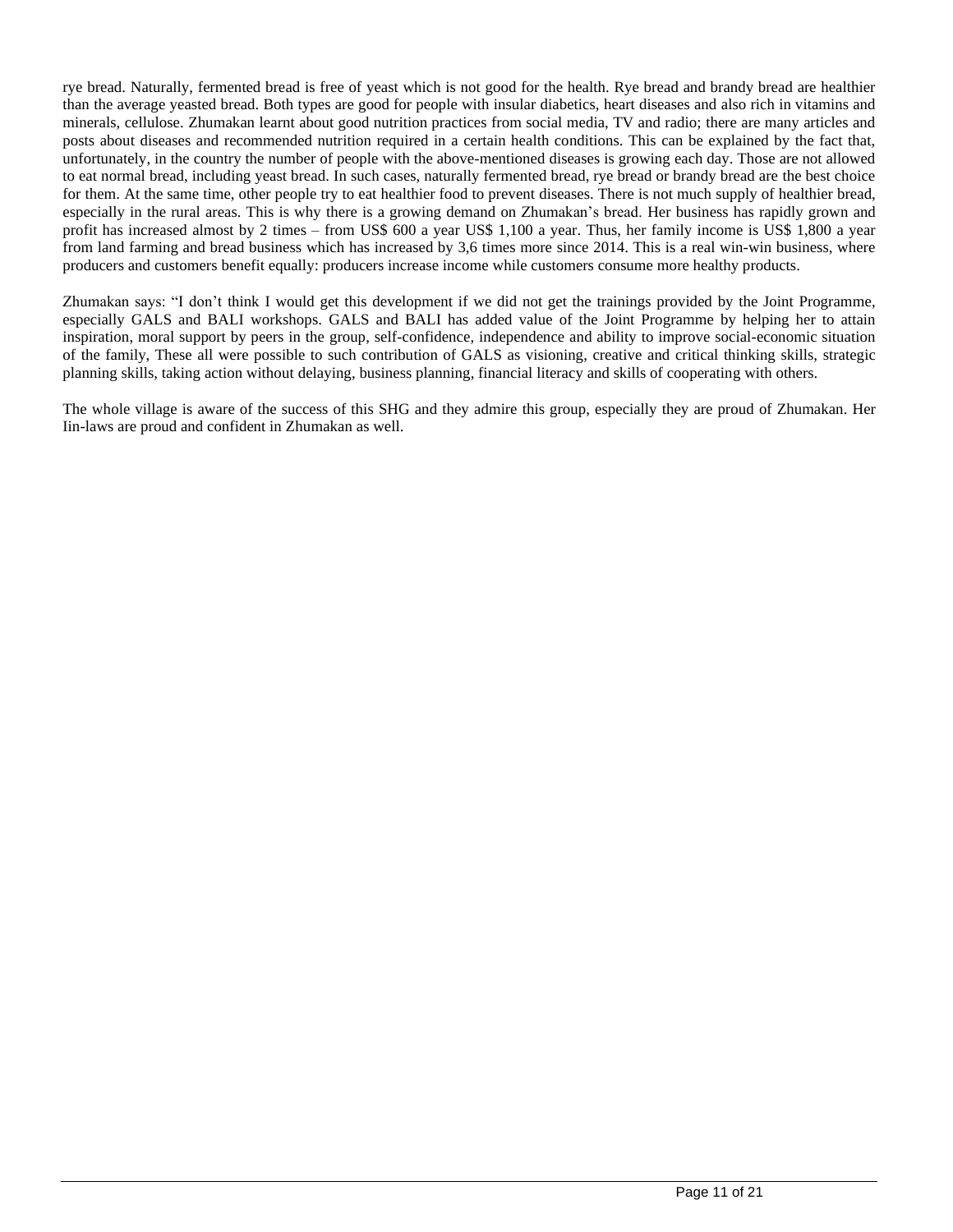rye bread. Naturally, fermented bread is free of yeast which is not good for the health. Rye bread and brandy bread are healthier than the average yeasted bread. Both types are good for people with insular diabetics, heart diseases and also rich in vitamins and minerals, cellulose. Zhumakan learnt about good nutrition practices from social media, TV and radio; there are many articles and posts about diseases and recommended nutrition required in a certain health conditions. This can be explained by the fact that, unfortunately, in the country the number of people with the above-mentioned diseases is growing each day. Those are not allowed to eat normal bread, including yeast bread. In such cases, naturally fermented bread, rye bread or brandy bread are the best choice for them. At the same time, other people try to eat healthier food to prevent diseases. There is not much supply of healthier bread, especially in the rural areas. This is why there is a growing demand on Zhumakan's bread. Her business has rapidly grown and profit has increased almost by 2 times – from US$ 600 a year US$ 1,100 a year. Thus, her family income is US$ 1,800 a year from land farming and bread business which has increased by 3,6 times more since 2014. This is a real win-win business, where producers and customers benefit equally: producers increase income while customers consume more healthy products.

Zhumakan says: "I don't think I would get this development if we did not get the trainings provided by the Joint Programme, especially GALS and BALI workshops. GALS and BALI has added value of the Joint Programme by helping her to attain inspiration, moral support by peers in the group, self-confidence, independence and ability to improve social-economic situation of the family, These all were possible to such contribution of GALS as visioning, creative and critical thinking skills, strategic planning skills, taking action without delaying, business planning, financial literacy and skills of cooperating with others.

The whole village is aware of the success of this SHG and they admire this group, especially they are proud of Zhumakan. Her Iin-laws are proud and confident in Zhumakan as well.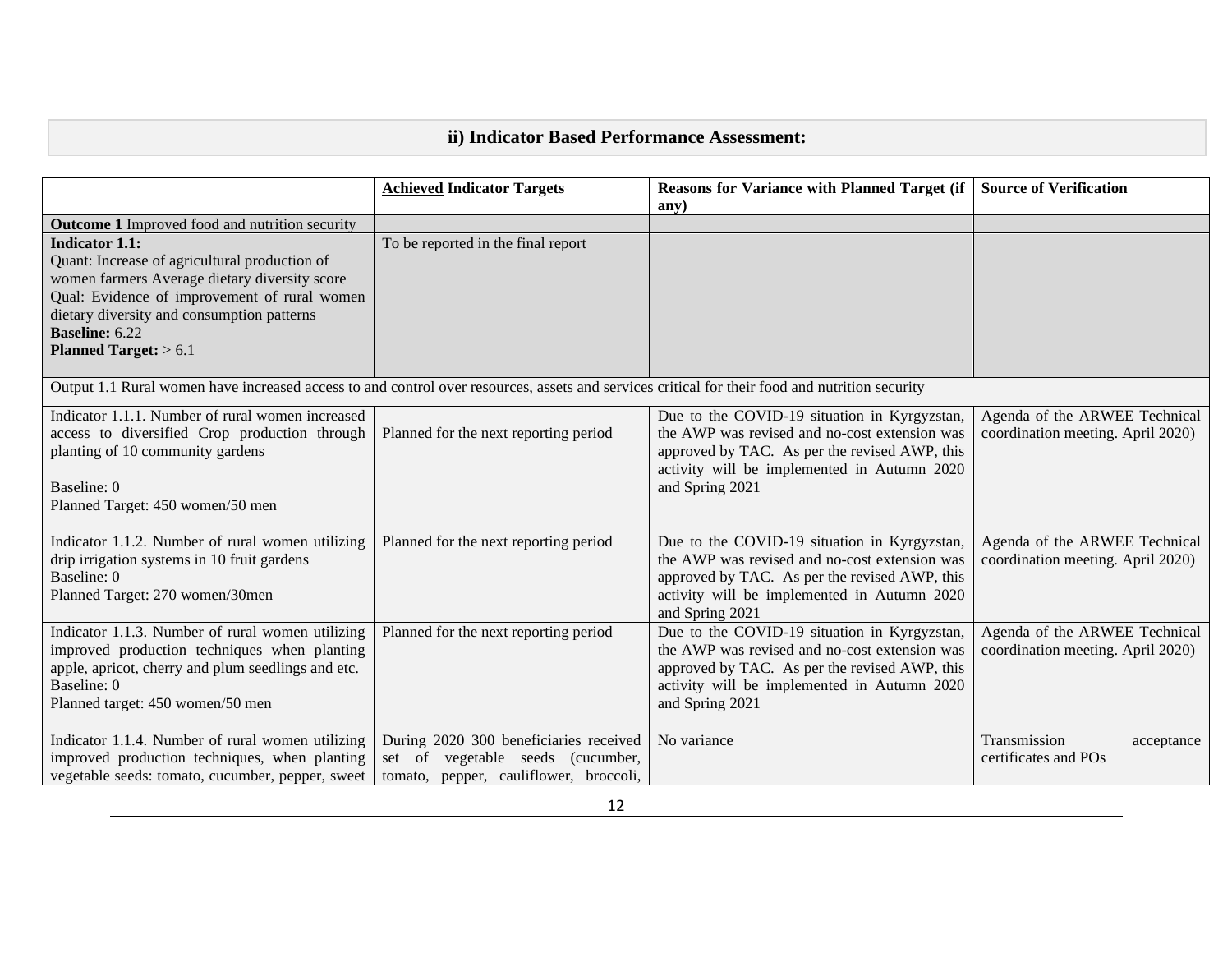## ii) Indicator Based Performance Assessment:

| | **Achieved Indicator Targets** | **Reasons for Variance with Planned Target (if any)** | **Source of Verification** |
|---|---|---|---|
| **Outcome 1** Improved food and nutrition security | | | |
| **Indicator 1.1:**<br>Quant: Increase of agricultural production of women farmers Average dietary diversity score<br>Qual: Evidence of improvement of rural women dietary diversity and consumption patterns<br>**Baseline:** 6.22<br>**Planned Target:** > 6.1 | To be reported in the final report | | |
| Output 1.1 Rural women have increased access to and control over resources, assets and services critical for their food and nutrition security | | | |
| Indicator 1.1.1. Number of rural women increased access to diversified Crop production through planting of 10 community gardens<br><br>Baseline: 0<br>Planned Target: 450 women/50 men | Planned for the next reporting period | Due to the COVID-19 situation in Kyrgyzstan, the AWP was revised and no-cost extension was approved by TAC. As per the revised AWP, this activity will be implemented in Autumn 2020 and Spring 2021 | Agenda of the ARWEE Technical coordination meeting. April 2020) |
| Indicator 1.1.2. Number of rural women utilizing drip irrigation systems in 10 fruit gardens<br>Baseline: 0<br>Planned Target: 270 women/30men | Planned for the next reporting period | Due to the COVID-19 situation in Kyrgyzstan, the AWP was revised and no-cost extension was approved by TAC. As per the revised AWP, this activity will be implemented in Autumn 2020 and Spring 2021 | Agenda of the ARWEE Technical coordination meeting. April 2020) |
| Indicator 1.1.3. Number of rural women utilizing improved production techniques when planting apple, apricot, cherry and plum seedlings and etc.<br>Baseline: 0<br>Planned target: 450 women/50 men | Planned for the next reporting period | Due to the COVID-19 situation in Kyrgyzstan, the AWP was revised and no-cost extension was approved by TAC. As per the revised AWP, this activity will be implemented in Autumn 2020 and Spring 2021 | Agenda of the ARWEE Technical coordination meeting. April 2020) |
| Indicator 1.1.4. Number of rural women utilizing improved production techniques, when planting vegetable seeds: tomato, cucumber, pepper, sweet | During 2020 300 beneficiaries received set of vegetable seeds (cucumber, tomato, pepper, cauliflower, broccoli, | No variance | Transmission acceptance certificates and POs |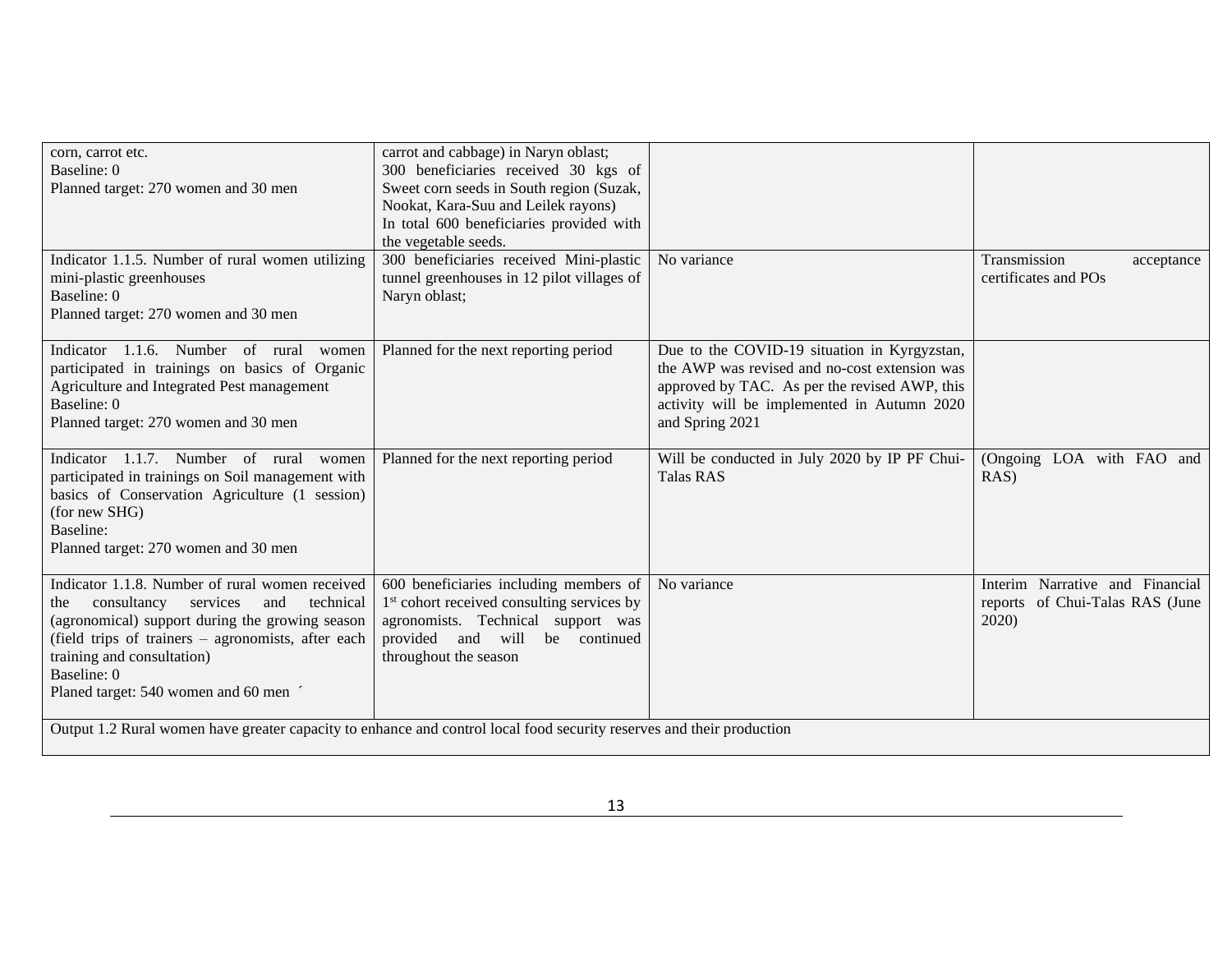| | | | |
|---|---|---|---|
| corn, carrot etc.<br>Baseline: 0<br>Planned target: 270 women and 30 men | carrot and cabbage) in Naryn oblast;<br>300 beneficiaries received 30 kgs of Sweet corn seeds in South region (Suzak, Nookat, Kara-Suu and Leilek rayons)<br>In total 600 beneficiaries provided with the vegetable seeds. | | |
| Indicator 1.1.5. Number of rural women utilizing mini-plastic greenhouses<br>Baseline: 0<br>Planned target: 270 women and 30 men | 300 beneficiaries received Mini-plastic tunnel greenhouses in 12 pilot villages of Naryn oblast; | No variance | Transmission acceptance certificates and POs |
| Indicator 1.1.6. Number of rural women participated in trainings on basics of Organic Agriculture and Integrated Pest management<br>Baseline: 0<br>Planned target: 270 women and 30 men | Planned for the next reporting period | Due to the COVID-19 situation in Kyrgyzstan, the AWP was revised and no-cost extension was approved by TAC. As per the revised AWP, this activity will be implemented in Autumn 2020 and Spring 2021 | |
| Indicator 1.1.7. Number of rural women participated in trainings on Soil management with basics of Conservation Agriculture (1 session) (for new SHG)<br>Baseline:<br>Planned target: 270 women and 30 men | Planned for the next reporting period | Will be conducted in July 2020 by IP PF Chui-Talas RAS | (Ongoing LOA with FAO and RAS) |
| Indicator 1.1.8. Number of rural women received the consultancy services and technical (agronomical) support during the growing season (field trips of trainers – agronomists, after each training and consultation)<br>Baseline: 0<br>Planed target: 540 women and 60 men ´ | 600 beneficiaries including members of 1st cohort received consulting services by agronomists. Technical support was provided and will be continued throughout the season | No variance | Interim Narrative and Financial reports of Chui-Talas RAS (June 2020) |
| Output 1.2 Rural women have greater capacity to enhance and control local food security reserves and their production | | | |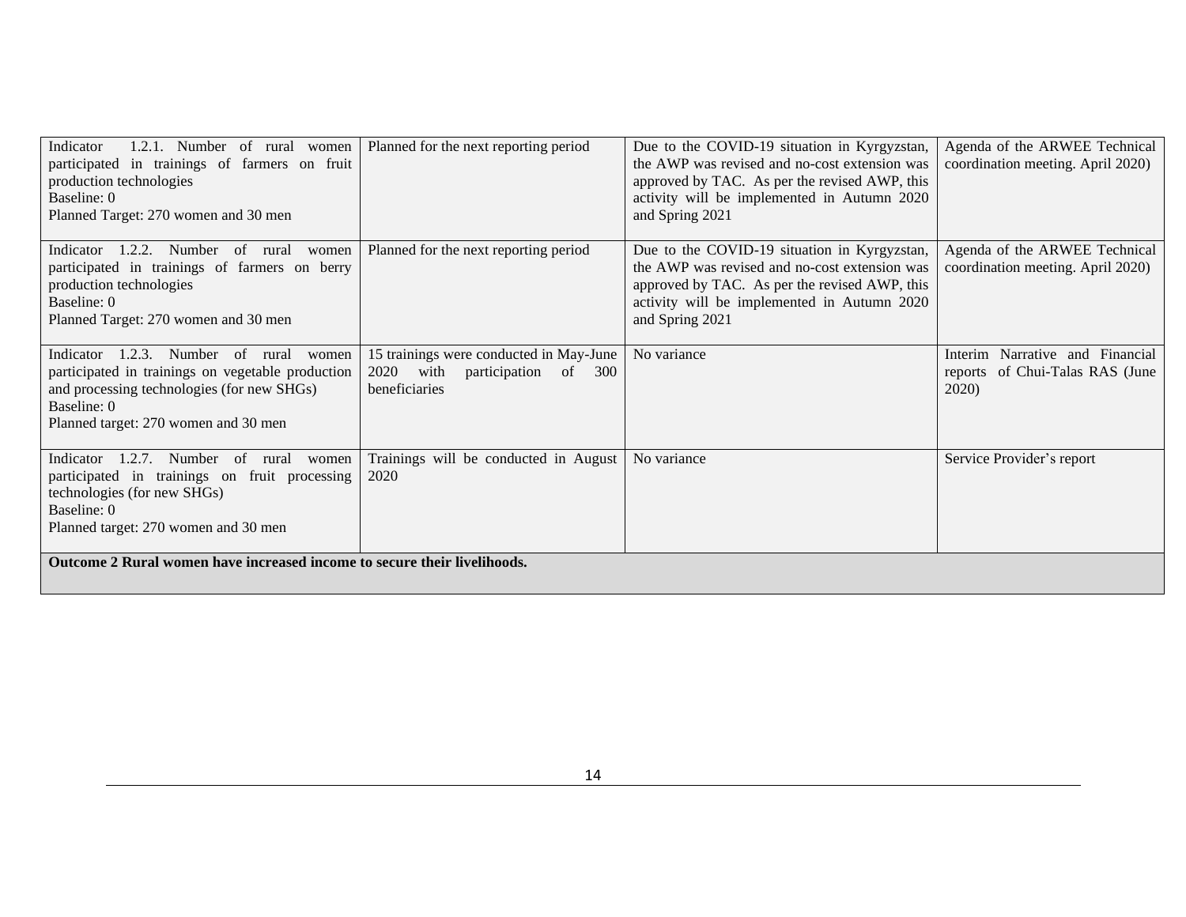| Indicator 1.2.1. Number of rural women participated in trainings of farmers on fruit production technologies<br>Baseline: 0<br>Planned Target: 270 women and 30 men | Planned for the next reporting period | Due to the COVID-19 situation in Kyrgyzstan, the AWP was revised and no-cost extension was approved by TAC. As per the revised AWP, this activity will be implemented in Autumn 2020 and Spring 2021 | Agenda of the ARWEE Technical coordination meeting. April 2020) |
|---|---|---|---|
| Indicator 1.2.2. Number of rural women participated in trainings of farmers on berry production technologies<br>Baseline: 0<br>Planned Target: 270 women and 30 men | Planned for the next reporting period | Due to the COVID-19 situation in Kyrgyzstan, the AWP was revised and no-cost extension was approved by TAC. As per the revised AWP, this activity will be implemented in Autumn 2020 and Spring 2021 | Agenda of the ARWEE Technical coordination meeting. April 2020) |
| Indicator 1.2.3. Number of rural women participated in trainings on vegetable production and processing technologies (for new SHGs)<br>Baseline: 0<br>Planned target: 270 women and 30 men | 15 trainings were conducted in May-June 2020 with participation of 300 beneficiaries | No variance | Interim Narrative and Financial reports of Chui-Talas RAS (June 2020) |
| Indicator 1.2.7. Number of rural women participated in trainings on fruit processing technologies (for new SHGs)<br>Baseline: 0<br>Planned target: 270 women and 30 men | Trainings will be conducted in August 2020 | No variance | Service Provider's report |
| **Outcome 2 Rural women have increased income to secure their livelihoods.** | | | |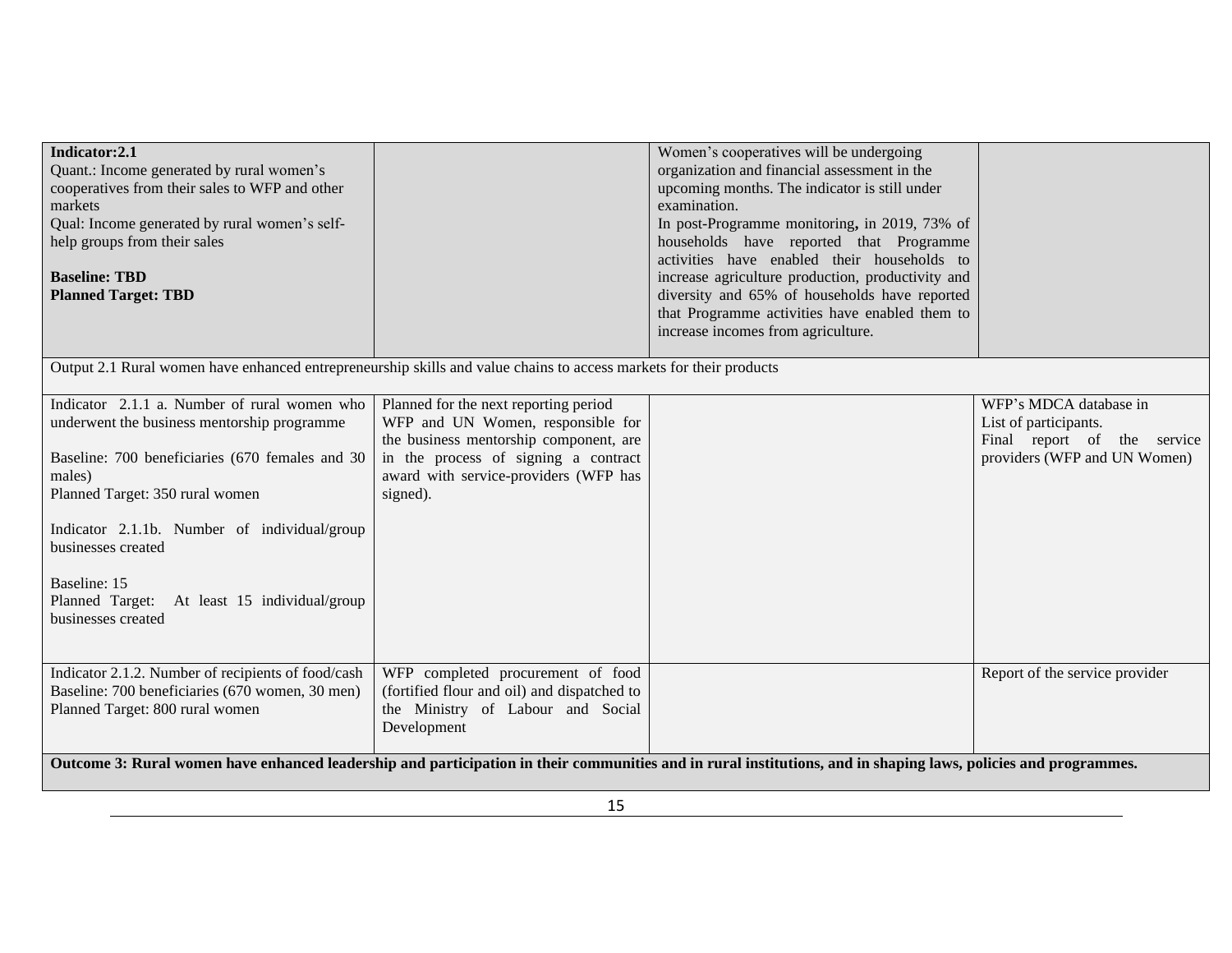| | | | |
|---|---|---|---|
| **Indicator:2.1**<br>Quant.: Income generated by rural women's cooperatives from their sales to WFP and other markets<br>Qual: Income generated by rural women's self-help groups from their sales<br><br>**Baseline: TBD**<br>**Planned Target: TBD** | | Women's cooperatives will be undergoing organization and financial assessment in the upcoming months. The indicator is still under examination.<br>In post-Programme monitoring**,** in 2019, 73% of households have reported that Programme activities have enabled their households to increase agriculture production, productivity and diversity and 65% of households have reported that Programme activities have enabled them to increase incomes from agriculture. | |
| Output 2.1 Rural women have enhanced entrepreneurship skills and value chains to access markets for their products | | | |
| Indicator 2.1.1 a. Number of rural women who underwent the business mentorship programme<br><br>Baseline: 700 beneficiaries (670 females and 30 males)<br>Planned Target: 350 rural women<br><br>Indicator 2.1.1b. Number of individual/group businesses created<br><br>Baseline: 15<br>Planned Target: At least 15 individual/group businesses created | Planned for the next reporting period<br>WFP and UN Women, responsible for the business mentorship component, are in the process of signing a contract award with service-providers (WFP has signed). | | WFP's MDCA database in<br>List of participants.<br>Final report of the service providers (WFP and UN Women) |
| Indicator 2.1.2. Number of recipients of food/cash<br>Baseline: 700 beneficiaries (670 women, 30 men)<br>Planned Target: 800 rural women | WFP completed procurement of food (fortified flour and oil) and dispatched to the Ministry of Labour and Social Development | | Report of the service provider |
| **Outcome 3: Rural women have enhanced leadership and participation in their communities and in rural institutions, and in shaping laws, policies and programmes.** | | | |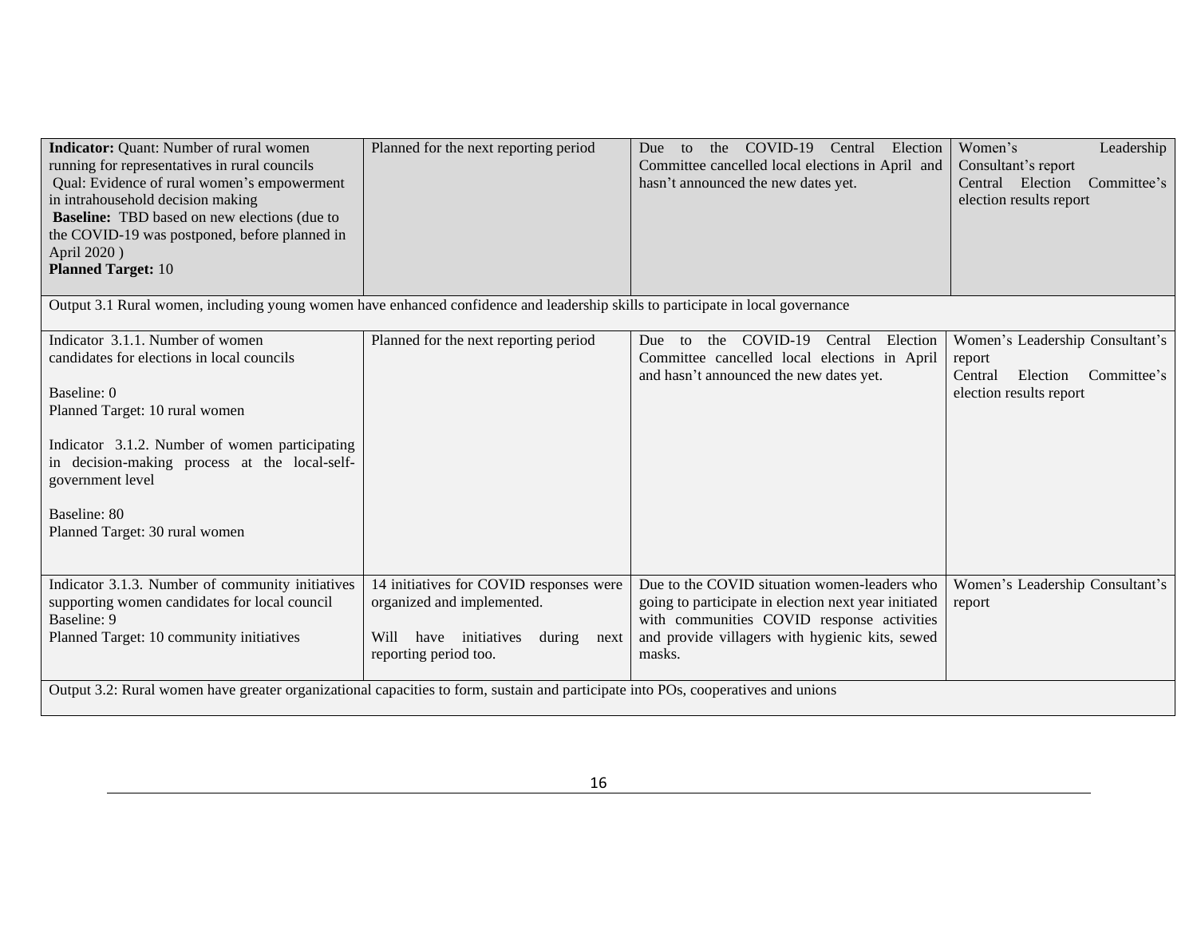| | | | |
|---|---|---|---|
| **Indicator:** Quant: Number of rural women running for representatives in rural councils<br>Qual: Evidence of rural women's empowerment in intrahousehold decision making<br>**Baseline:** TBD based on new elections (due to the COVID-19 was postponed, before planned in April 2020 )<br>**Planned Target:** 10 | Planned for the next reporting period | Due to the COVID-19 Central Election Committee cancelled local elections in April and hasn't announced the new dates yet. | Women's Leadership Consultant's report<br>Central Election Committee's election results report |
| Output 3.1 Rural women, including young women have enhanced confidence and leadership skills to participate in local governance | | | |
| Indicator 3.1.1. Number of women candidates for elections in local councils<br><br>Baseline: 0<br>Planned Target: 10 rural women<br><br>Indicator 3.1.2. Number of women participating in decision-making process at the local-self-government level<br><br>Baseline: 80<br>Planned Target: 30 rural women | Planned for the next reporting period | Due to the COVID-19 Central Election Committee cancelled local elections in April and hasn't announced the new dates yet. | Women's Leadership Consultant's report<br>Central Election Committee's election results report |
| Indicator 3.1.3. Number of community initiatives supporting women candidates for local council<br>Baseline: 9<br>Planned Target: 10 community initiatives | 14 initiatives for COVID responses were organized and implemented.<br><br>Will have initiatives during next reporting period too. | Due to the COVID situation women-leaders who going to participate in election next year initiated with communities COVID response activities and provide villagers with hygienic kits, sewed masks. | Women's Leadership Consultant's report |
| Output 3.2: Rural women have greater organizational capacities to form, sustain and participate into POs, cooperatives and unions | | | |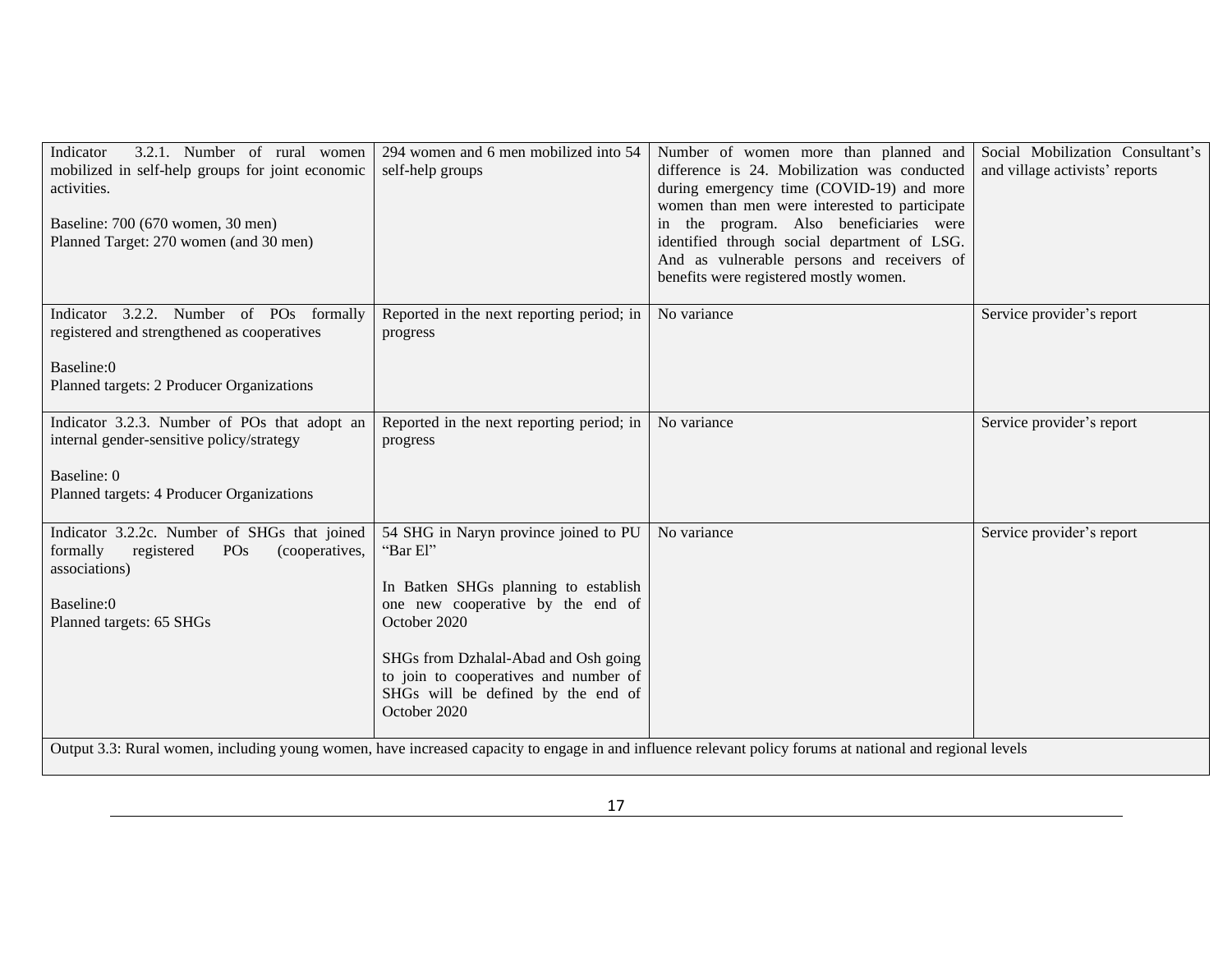| | | | |
|---|---|---|---|
| Indicator 3.2.1. Number of rural women mobilized in self-help groups for joint economic activities.<br><br>Baseline: 700 (670 women, 30 men)<br>Planned Target: 270 women (and 30 men) | 294 women and 6 men mobilized into 54 self-help groups | Number of women more than planned and difference is 24. Mobilization was conducted during emergency time (COVID-19) and more women than men were interested to participate in the program. Also beneficiaries were identified through social department of LSG. And as vulnerable persons and receivers of benefits were registered mostly women. | Social Mobilization Consultant's and village activists' reports |
| Indicator 3.2.2. Number of POs formally registered and strengthened as cooperatives<br><br>Baseline:0<br>Planned targets: 2 Producer Organizations | Reported in the next reporting period; in progress | No variance | Service provider's report |
| Indicator 3.2.3. Number of POs that adopt an internal gender-sensitive policy/strategy<br><br>Baseline: 0<br>Planned targets: 4 Producer Organizations | Reported in the next reporting period; in progress | No variance | Service provider's report |
| Indicator 3.2.2c. Number of SHGs that joined formally registered POs (cooperatives, associations)<br><br>Baseline:0<br>Planned targets: 65 SHGs | 54 SHG in Naryn province joined to PU "Bar El"<br><br>In Batken SHGs planning to establish one new cooperative by the end of October 2020<br><br>SHGs from Dzhalal-Abad and Osh going to join to cooperatives and number of SHGs will be defined by the end of October 2020 | No variance | Service provider's report |
| Output 3.3: Rural women, including young women, have increased capacity to engage in and influence relevant policy forums at national and regional levels | | | |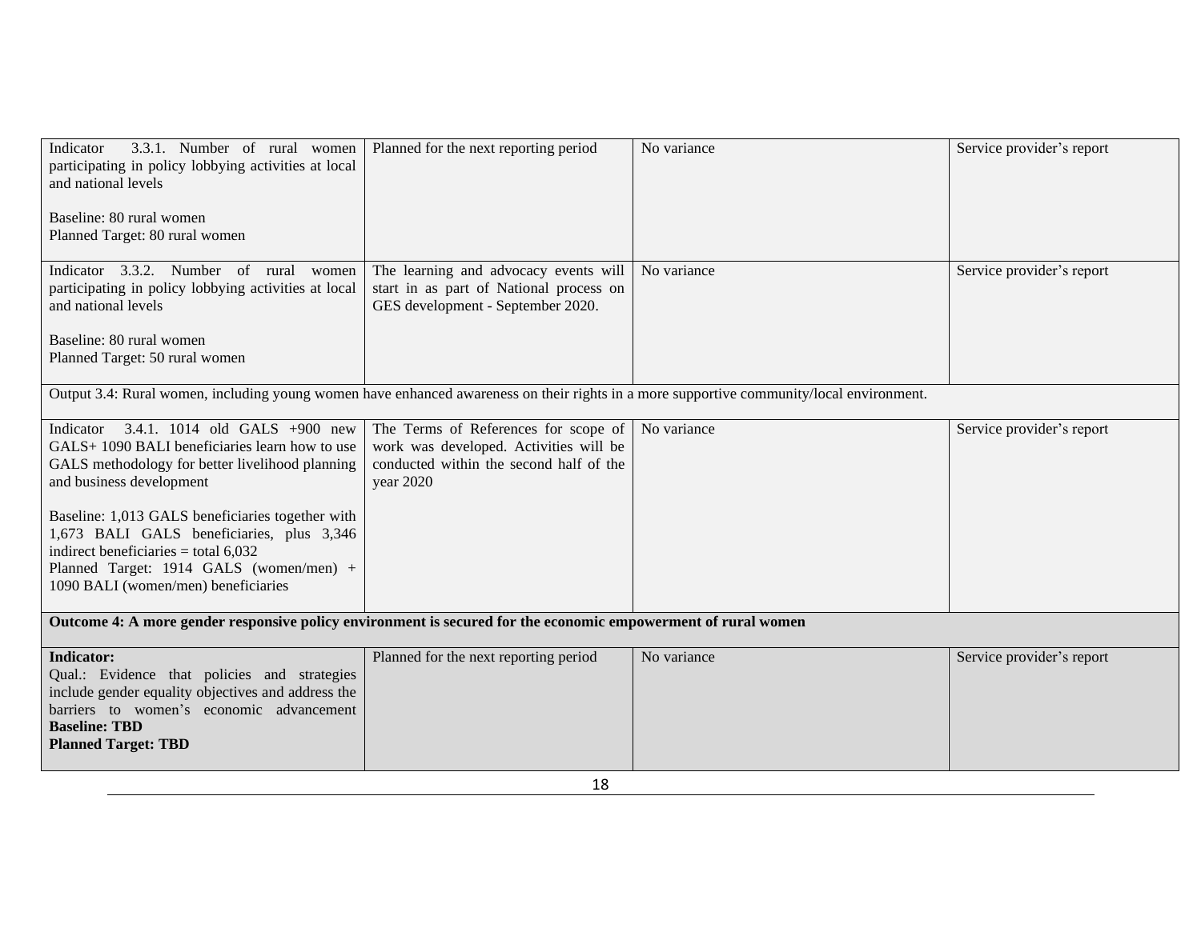| | | | |
|---|---|---|---|
| Indicator 3.3.1. Number of rural women participating in policy lobbying activities at local and national levels<br><br>Baseline: 80 rural women<br>Planned Target: 80 rural women | Planned for the next reporting period | No variance | Service provider's report |
| Indicator 3.3.2. Number of rural women participating in policy lobbying activities at local and national levels<br><br>Baseline: 80 rural women<br>Planned Target: 50 rural women | The learning and advocacy events will start in as part of National process on GES development - September 2020. | No variance | Service provider's report |
| Output 3.4: Rural women, including young women have enhanced awareness on their rights in a more supportive community/local environment. | | | |
| Indicator 3.4.1. 1014 old GALS +900 new GALS+ 1090 BALI beneficiaries learn how to use GALS methodology for better livelihood planning and business development<br><br>Baseline: 1,013 GALS beneficiaries together with 1,673 BALI GALS beneficiaries, plus 3,346 indirect beneficiaries = total 6,032<br>Planned Target: 1914 GALS (women/men) + 1090 BALI (women/men) beneficiaries | The Terms of References for scope of work was developed. Activities will be conducted within the second half of the year 2020 | No variance | Service provider's report |
| **Outcome 4: A more gender responsive policy environment is secured for the economic empowerment of rural women** | | | |
| **Indicator:**<br>Qual.: Evidence that policies and strategies include gender equality objectives and address the barriers to women's economic advancement<br>**Baseline: TBD**<br>**Planned Target: TBD** | Planned for the next reporting period | No variance | Service provider's report |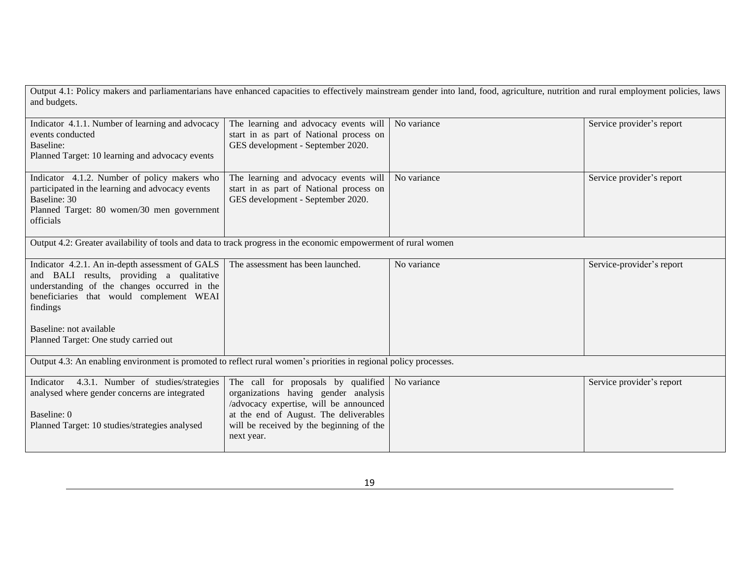| Output 4.1: Policy makers and parliamentarians have enhanced capacities to effectively mainstream gender into land, food, agriculture, nutrition and rural employment policies, laws and budgets. | | | |
|---|---|---|---|
| Indicator 4.1.1. Number of learning and advocacy events conducted<br>Baseline:<br>Planned Target: 10 learning and advocacy events | The learning and advocacy events will start in as part of National process on GES development - September 2020. | No variance | Service provider's report |
| Indicator 4.1.2. Number of policy makers who participated in the learning and advocacy events<br>Baseline: 30<br>Planned Target: 80 women/30 men government officials | The learning and advocacy events will start in as part of National process on GES development - September 2020. | No variance | Service provider's report |
| Output 4.2: Greater availability of tools and data to track progress in the economic empowerment of rural women | | | |
| Indicator 4.2.1. An in-depth assessment of GALS and BALI results, providing a qualitative understanding of the changes occurred in the beneficiaries that would complement WEAI findings<br><br>Baseline: not available<br>Planned Target: One study carried out | The assessment has been launched. | No variance | Service-provider's report |
| Output 4.3: An enabling environment is promoted to reflect rural women's priorities in regional policy processes. | | | |
| Indicator 4.3.1. Number of studies/strategies analysed where gender concerns are integrated<br><br>Baseline: 0<br>Planned Target: 10 studies/strategies analysed | The call for proposals by qualified organizations having gender analysis /advocacy expertise, will be announced at the end of August. The deliverables will be received by the beginning of the next year. | No variance | Service provider's report |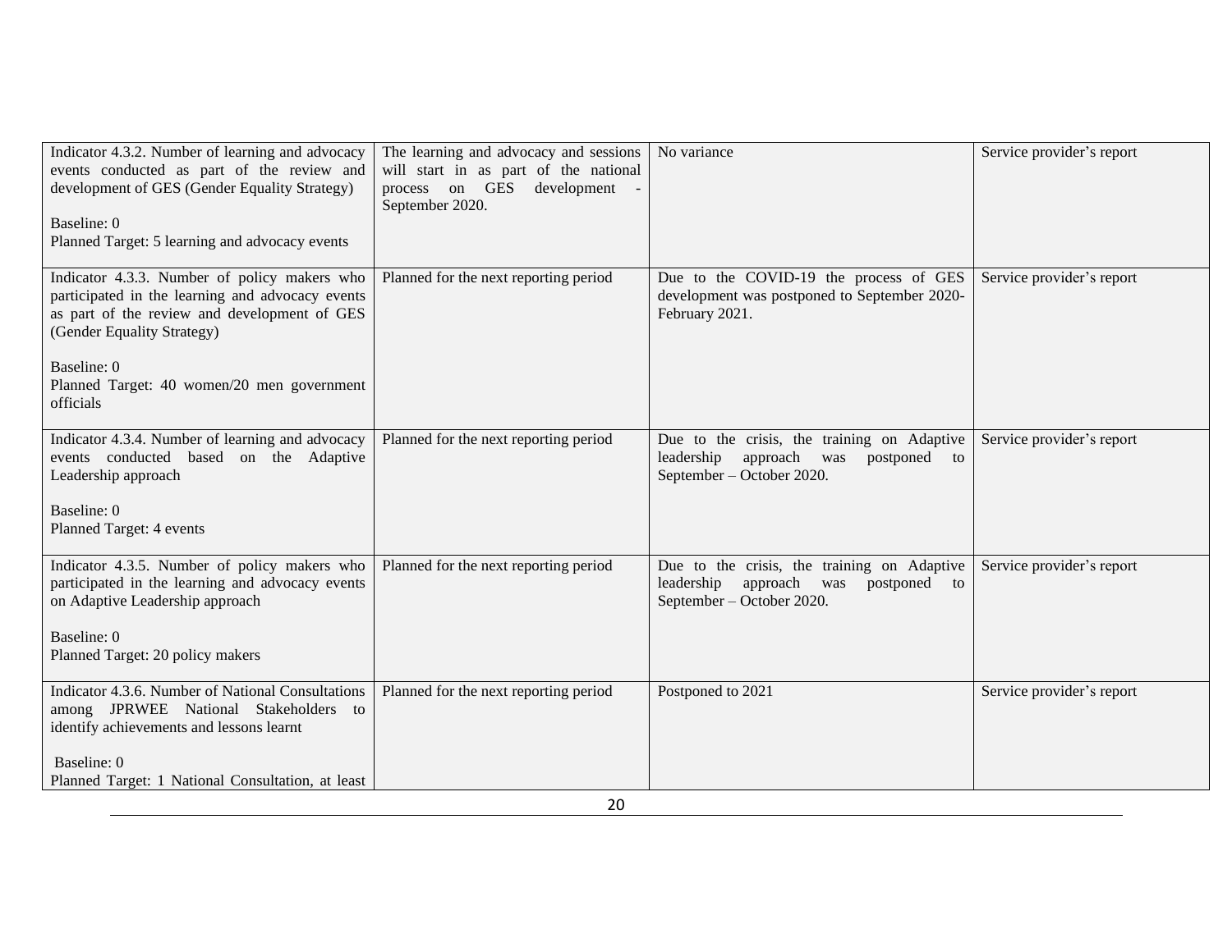| | | | |
|---|---|---|---|
| Indicator 4.3.2. Number of learning and advocacy events conducted as part of the review and development of GES (Gender Equality Strategy)<br><br>Baseline: 0<br>Planned Target: 5 learning and advocacy events | The learning and advocacy and sessions will start in as part of the national process on GES development - September 2020. | No variance | Service provider's report |
| Indicator 4.3.3. Number of policy makers who participated in the learning and advocacy events as part of the review and development of GES (Gender Equality Strategy)<br><br>Baseline: 0<br>Planned Target: 40 women/20 men government officials | Planned for the next reporting period | Due to the COVID-19 the process of GES development was postponed to September 2020-February 2021. | Service provider's report |
| Indicator 4.3.4. Number of learning and advocacy events conducted based on the Adaptive Leadership approach<br><br>Baseline: 0<br>Planned Target: 4 events | Planned for the next reporting period | Due to the crisis, the training on Adaptive leadership approach was postponed to September – October 2020. | Service provider's report |
| Indicator 4.3.5. Number of policy makers who participated in the learning and advocacy events on Adaptive Leadership approach<br><br>Baseline: 0<br>Planned Target: 20 policy makers | Planned for the next reporting period | Due to the crisis, the training on Adaptive leadership approach was postponed to September – October 2020. | Service provider's report |
| Indicator 4.3.6. Number of National Consultations among JPRWEE National Stakeholders to identify achievements and lessons learnt<br><br>Baseline: 0<br>Planned Target: 1 National Consultation, at least | Planned for the next reporting period | Postponed to 2021 | Service provider's report |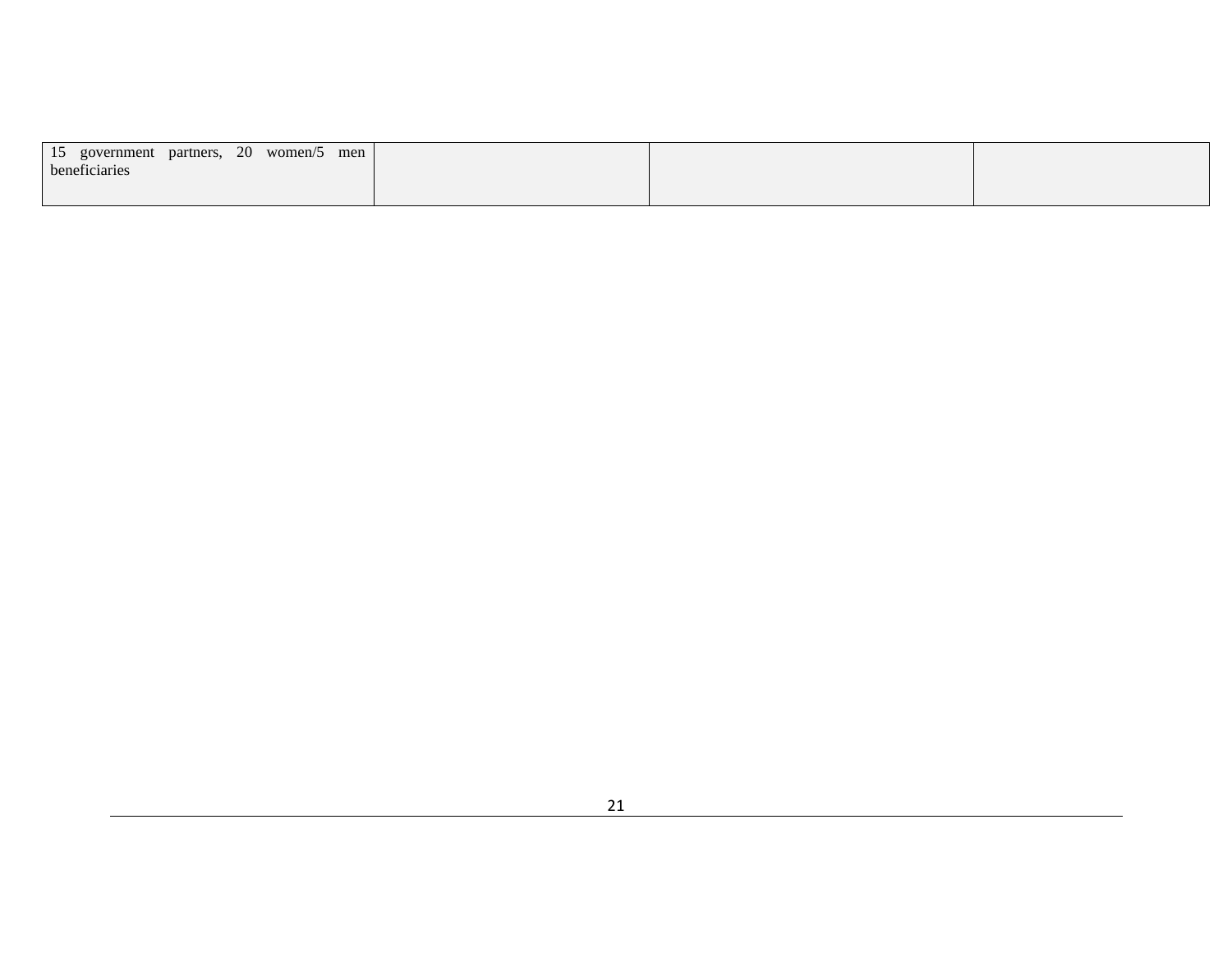| | | | |
|---|---|---|---|
| 15 government partners, 20 women/5 men beneficiaries | | | |